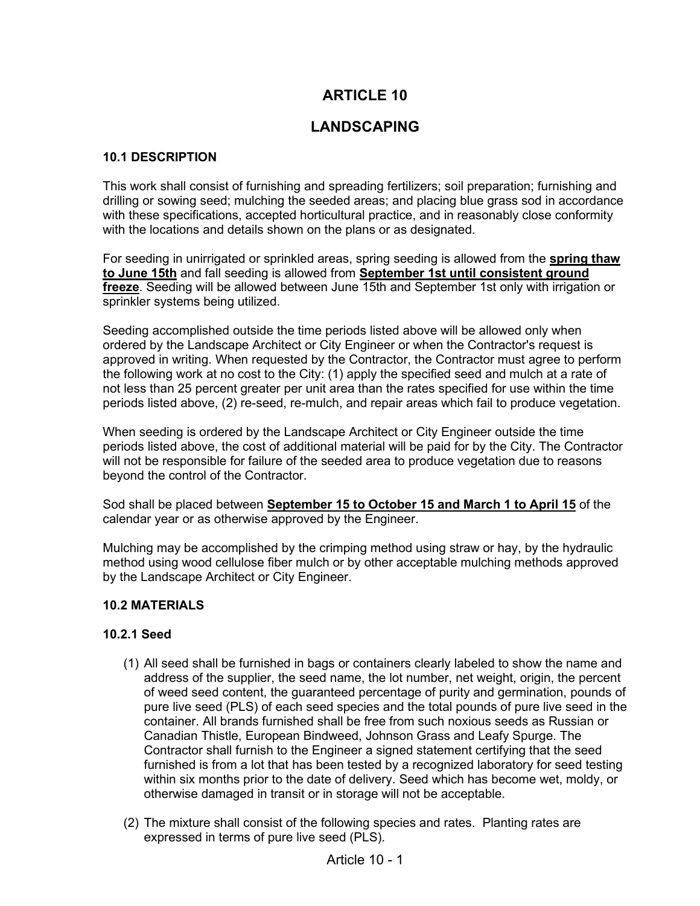# ARTICLE 10

# LANDSCAPING

### 10.1 DESCRIPTION

This work shall consist of furnishing and spreading fertilizers; soil preparation; furnishing and drilling or sowing seed; mulching the seeded areas; and placing blue grass sod in accordance with these specifications, accepted horticultural practice, and in reasonably close conformity with the locations and details shown on the plans or as designated.

For seeding in unirrigated or sprinkled areas, spring seeding is allowed from the **spring thaw to June 15th** and fall seeding is allowed from **September 1st until consistent ground freeze**. Seeding will be allowed between June 15th and September 1st only with irrigation or sprinkler systems being utilized.

Seeding accomplished outside the time periods listed above will be allowed only when ordered by the Landscape Architect or City Engineer or when the Contractor's request is approved in writing. When requested by the Contractor, the Contractor must agree to perform the following work at no cost to the City: (1) apply the specified seed and mulch at a rate of not less than 25 percent greater per unit area than the rates specified for use within the time periods listed above, (2) re-seed, re-mulch, and repair areas which fail to produce vegetation.

When seeding is ordered by the Landscape Architect or City Engineer outside the time periods listed above, the cost of additional material will be paid for by the City. The Contractor will not be responsible for failure of the seeded area to produce vegetation due to reasons beyond the control of the Contractor.

Sod shall be placed between **September 15 to October 15 and March 1 to April 15** of the calendar year or as otherwise approved by the Engineer.

Mulching may be accomplished by the crimping method using straw or hay, by the hydraulic method using wood cellulose fiber mulch or by other acceptable mulching methods approved by the Landscape Architect or City Engineer.

### 10.2 MATERIALS

#### 10.2.1 Seed

(1) All seed shall be furnished in bags or containers clearly labeled to show the name and address of the supplier, the seed name, the lot number, net weight, origin, the percent of weed seed content, the guaranteed percentage of purity and germination, pounds of pure live seed (PLS) of each seed species and the total pounds of pure live seed in the container. All brands furnished shall be free from such noxious seeds as Russian or Canadian Thistle, European Bindweed, Johnson Grass and Leafy Spurge. The Contractor shall furnish to the Engineer a signed statement certifying that the seed furnished is from a lot that has been tested by a recognized laboratory for seed testing within six months prior to the date of delivery. Seed which has become wet, moldy, or otherwise damaged in transit or in storage will not be acceptable.

(2) The mixture shall consist of the following species and rates. Planting rates are expressed in terms of pure live seed (PLS).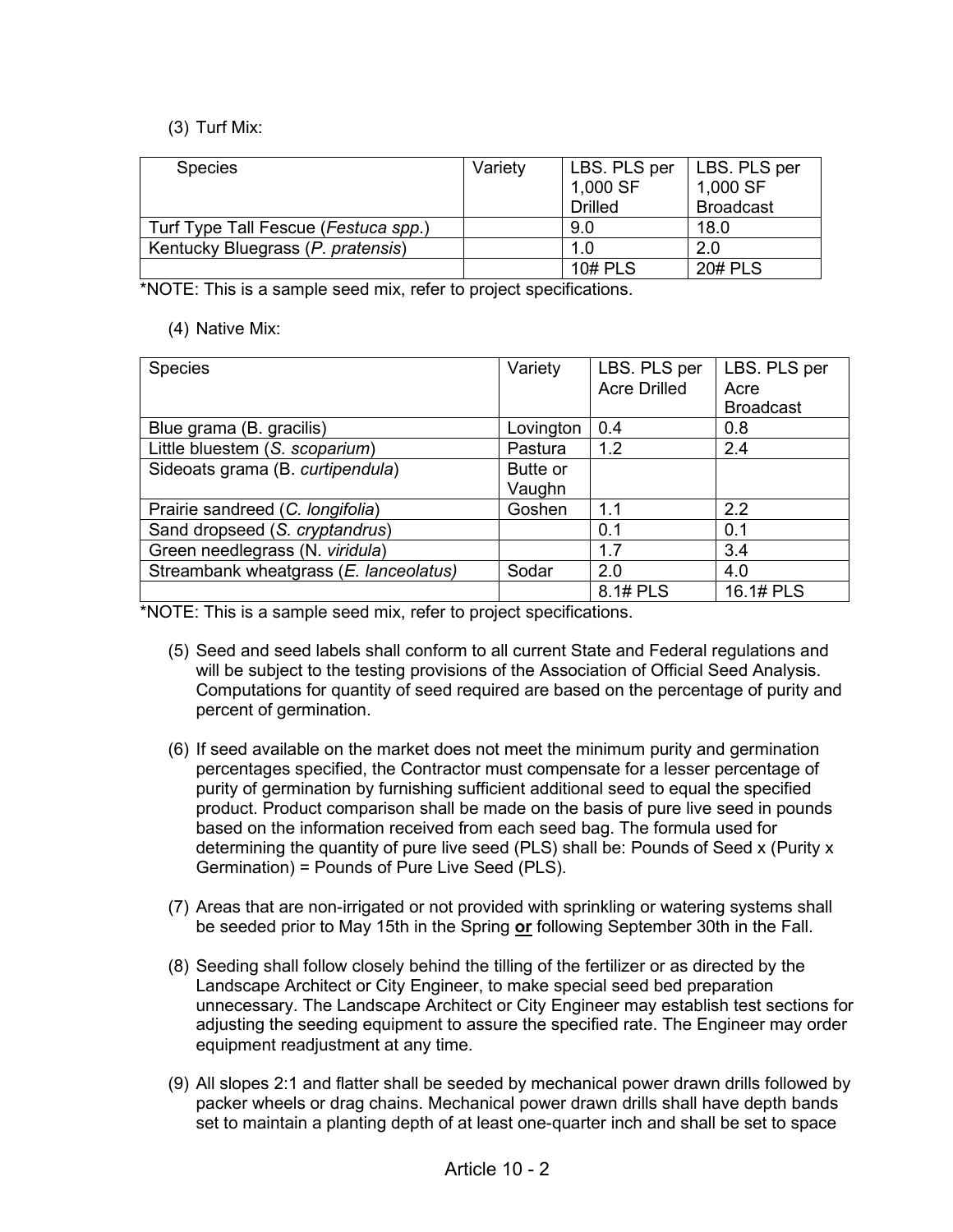(3) Turf Mix:

| Species | Variety | LBS. PLS per 1,000 SF Drilled | LBS. PLS per 1,000 SF Broadcast |
|---|---|---|---|
| Turf Type Tall Fescue (*Festuca spp.*) | | 9.0 | 18.0 |
| Kentucky Bluegrass (*P. pratensis*) | | 1.0 | 2.0 |
| | | 10# PLS | 20# PLS |

*NOTE: This is a sample seed mix, refer to project specifications.

(4) Native Mix:

| Species | Variety | LBS. PLS per Acre Drilled | LBS. PLS per Acre Broadcast |
|---|---|---|---|
| Blue grama (B. gracilis) | Lovington | 0.4 | 0.8 |
| Little bluestem (*S. scoparium*) | Pastura | 1.2 | 2.4 |
| Sideoats grama (B. *curtipendula*) | Butte or Vaughn | | |
| Prairie sandreed (*C. longifolia*) | Goshen | 1.1 | 2.2 |
| Sand dropseed (*S. cryptandrus*) | | 0.1 | 0.1 |
| Green needlegrass (N. *viridula*) | | 1.7 | 3.4 |
| Streambank wheatgrass (*E. lanceolatus*) | Sodar | 2.0 | 4.0 |
| | | 8.1# PLS | 16.1# PLS |

*NOTE: This is a sample seed mix, refer to project specifications.

(5) Seed and seed labels shall conform to all current State and Federal regulations and will be subject to the testing provisions of the Association of Official Seed Analysis. Computations for quantity of seed required are based on the percentage of purity and percent of germination.

(6) If seed available on the market does not meet the minimum purity and germination percentages specified, the Contractor must compensate for a lesser percentage of purity of germination by furnishing sufficient additional seed to equal the specified product. Product comparison shall be made on the basis of pure live seed in pounds based on the information received from each seed bag. The formula used for determining the quantity of pure live seed (PLS) shall be: Pounds of Seed x (Purity x Germination) = Pounds of Pure Live Seed (PLS).

(7) Areas that are non-irrigated or not provided with sprinkling or watering systems shall be seeded prior to May 15th in the Spring **or** following September 30th in the Fall.

(8) Seeding shall follow closely behind the tilling of the fertilizer or as directed by the Landscape Architect or City Engineer, to make special seed bed preparation unnecessary. The Landscape Architect or City Engineer may establish test sections for adjusting the seeding equipment to assure the specified rate. The Engineer may order equipment readjustment at any time.

(9) All slopes 2:1 and flatter shall be seeded by mechanical power drawn drills followed by packer wheels or drag chains. Mechanical power drawn drills shall have depth bands set to maintain a planting depth of at least one-quarter inch and shall be set to space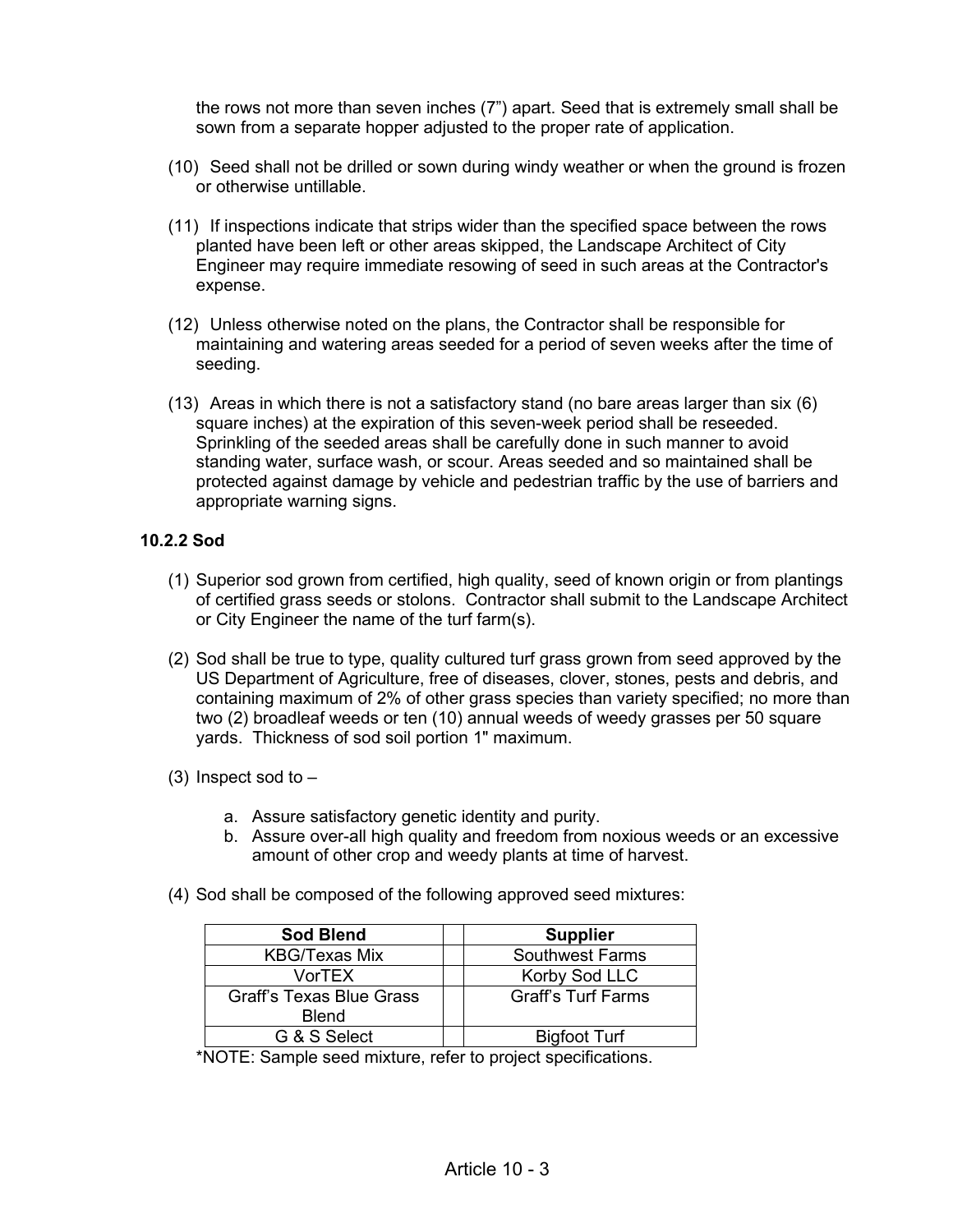the rows not more than seven inches (7") apart. Seed that is extremely small shall be sown from a separate hopper adjusted to the proper rate of application.

(10) Seed shall not be drilled or sown during windy weather or when the ground is frozen or otherwise untillable.

(11) If inspections indicate that strips wider than the specified space between the rows planted have been left or other areas skipped, the Landscape Architect of City Engineer may require immediate resowing of seed in such areas at the Contractor's expense.

(12) Unless otherwise noted on the plans, the Contractor shall be responsible for maintaining and watering areas seeded for a period of seven weeks after the time of seeding.

(13) Areas in which there is not a satisfactory stand (no bare areas larger than six (6) square inches) at the expiration of this seven-week period shall be reseeded. Sprinkling of the seeded areas shall be carefully done in such manner to avoid standing water, surface wash, or scour. Areas seeded and so maintained shall be protected against damage by vehicle and pedestrian traffic by the use of barriers and appropriate warning signs.

### 10.2.2 Sod

(1) Superior sod grown from certified, high quality, seed of known origin or from plantings of certified grass seeds or stolons. Contractor shall submit to the Landscape Architect or City Engineer the name of the turf farm(s).

(2) Sod shall be true to type, quality cultured turf grass grown from seed approved by the US Department of Agriculture, free of diseases, clover, stones, pests and debris, and containing maximum of 2% of other grass species than variety specified; no more than two (2) broadleaf weeds or ten (10) annual weeds of weedy grasses per 50 square yards. Thickness of sod soil portion 1" maximum.

(3) Inspect sod to –

   a. Assure satisfactory genetic identity and purity.
   b. Assure over-all high quality and freedom from noxious weeds or an excessive amount of other crop and weedy plants at time of harvest.

(4) Sod shall be composed of the following approved seed mixtures:

| Sod Blend | | Supplier |
|---|---|---|
| KBG/Texas Mix | | Southwest Farms |
| VorTEX | | Korby Sod LLC |
| Graff's Texas Blue Grass Blend | | Graff's Turf Farms |
| G & S Select | | Bigfoot Turf |

*NOTE: Sample seed mixture, refer to project specifications.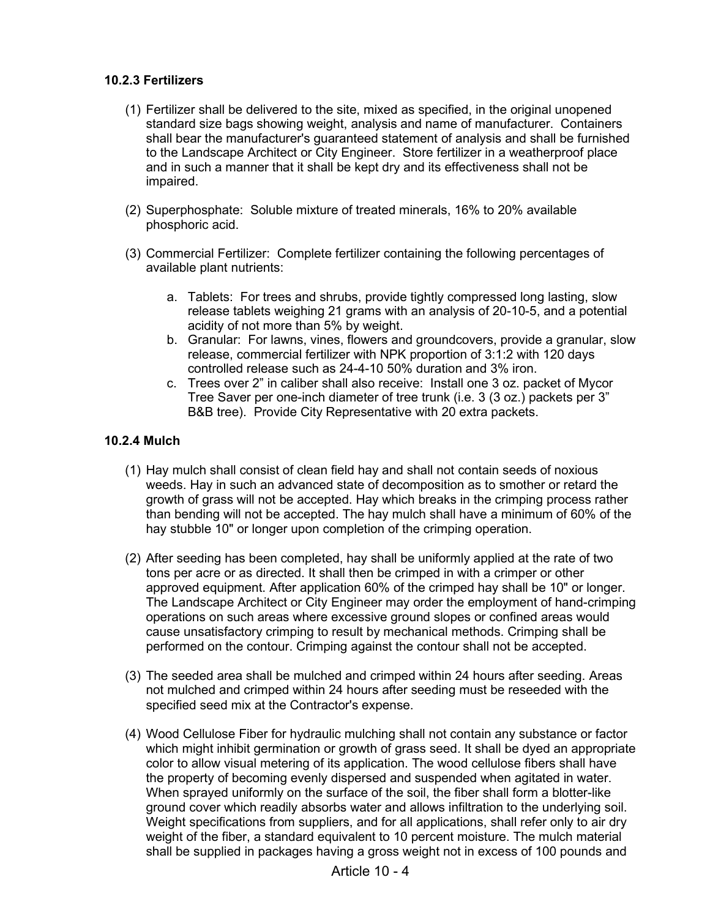### 10.2.3 Fertilizers

(1) Fertilizer shall be delivered to the site, mixed as specified, in the original unopened standard size bags showing weight, analysis and name of manufacturer. Containers shall bear the manufacturer's guaranteed statement of analysis and shall be furnished to the Landscape Architect or City Engineer. Store fertilizer in a weatherproof place and in such a manner that it shall be kept dry and its effectiveness shall not be impaired.

(2) Superphosphate: Soluble mixture of treated minerals, 16% to 20% available phosphoric acid.

(3) Commercial Fertilizer: Complete fertilizer containing the following percentages of available plant nutrients:

   a. Tablets: For trees and shrubs, provide tightly compressed long lasting, slow release tablets weighing 21 grams with an analysis of 20-10-5, and a potential acidity of not more than 5% by weight.
   b. Granular: For lawns, vines, flowers and groundcovers, provide a granular, slow release, commercial fertilizer with NPK proportion of 3:1:2 with 120 days controlled release such as 24-4-10 50% duration and 3% iron.
   c. Trees over 2" in caliber shall also receive: Install one 3 oz. packet of Mycor Tree Saver per one-inch diameter of tree trunk (i.e. 3 (3 oz.) packets per 3" B&B tree). Provide City Representative with 20 extra packets.

### 10.2.4 Mulch

(1) Hay mulch shall consist of clean field hay and shall not contain seeds of noxious weeds. Hay in such an advanced state of decomposition as to smother or retard the growth of grass will not be accepted. Hay which breaks in the crimping process rather than bending will not be accepted. The hay mulch shall have a minimum of 60% of the hay stubble 10" or longer upon completion of the crimping operation.

(2) After seeding has been completed, hay shall be uniformly applied at the rate of two tons per acre or as directed. It shall then be crimped in with a crimper or other approved equipment. After application 60% of the crimped hay shall be 10" or longer. The Landscape Architect or City Engineer may order the employment of hand-crimping operations on such areas where excessive ground slopes or confined areas would cause unsatisfactory crimping to result by mechanical methods. Crimping shall be performed on the contour. Crimping against the contour shall not be accepted.

(3) The seeded area shall be mulched and crimped within 24 hours after seeding. Areas not mulched and crimped within 24 hours after seeding must be reseeded with the specified seed mix at the Contractor's expense.

(4) Wood Cellulose Fiber for hydraulic mulching shall not contain any substance or factor which might inhibit germination or growth of grass seed. It shall be dyed an appropriate color to allow visual metering of its application. The wood cellulose fibers shall have the property of becoming evenly dispersed and suspended when agitated in water. When sprayed uniformly on the surface of the soil, the fiber shall form a blotter-like ground cover which readily absorbs water and allows infiltration to the underlying soil. Weight specifications from suppliers, and for all applications, shall refer only to air dry weight of the fiber, a standard equivalent to 10 percent moisture. The mulch material shall be supplied in packages having a gross weight not in excess of 100 pounds and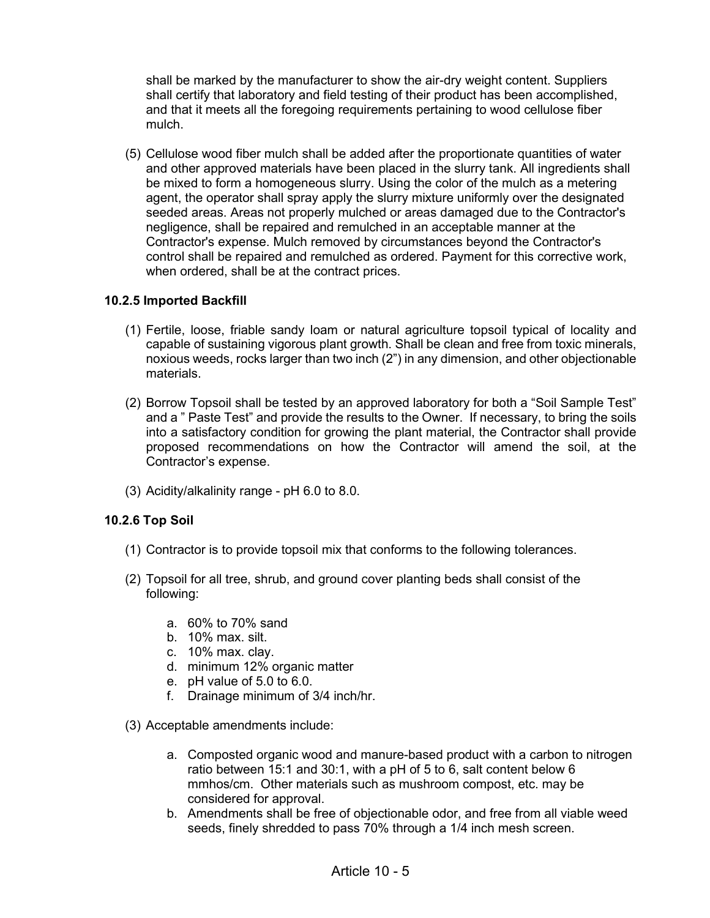shall be marked by the manufacturer to show the air-dry weight content. Suppliers shall certify that laboratory and field testing of their product has been accomplished, and that it meets all the foregoing requirements pertaining to wood cellulose fiber mulch.

(5) Cellulose wood fiber mulch shall be added after the proportionate quantities of water and other approved materials have been placed in the slurry tank. All ingredients shall be mixed to form a homogeneous slurry. Using the color of the mulch as a metering agent, the operator shall spray apply the slurry mixture uniformly over the designated seeded areas. Areas not properly mulched or areas damaged due to the Contractor's negligence, shall be repaired and remulched in an acceptable manner at the Contractor's expense. Mulch removed by circumstances beyond the Contractor's control shall be repaired and remulched as ordered. Payment for this corrective work, when ordered, shall be at the contract prices.

### 10.2.5 Imported Backfill

(1) Fertile, loose, friable sandy loam or natural agriculture topsoil typical of locality and capable of sustaining vigorous plant growth. Shall be clean and free from toxic minerals, noxious weeds, rocks larger than two inch (2") in any dimension, and other objectionable materials.

(2) Borrow Topsoil shall be tested by an approved laboratory for both a "Soil Sample Test" and a " Paste Test" and provide the results to the Owner. If necessary, to bring the soils into a satisfactory condition for growing the plant material, the Contractor shall provide proposed recommendations on how the Contractor will amend the soil, at the Contractor's expense.

(3) Acidity/alkalinity range - pH 6.0 to 8.0.

### 10.2.6 Top Soil

(1) Contractor is to provide topsoil mix that conforms to the following tolerances.

(2) Topsoil for all tree, shrub, and ground cover planting beds shall consist of the following:

   a. 60% to 70% sand
   b. 10% max. silt.
   c. 10% max. clay.
   d. minimum 12% organic matter
   e. pH value of 5.0 to 6.0.
   f. Drainage minimum of 3/4 inch/hr.

(3) Acceptable amendments include:

   a. Composted organic wood and manure-based product with a carbon to nitrogen ratio between 15:1 and 30:1, with a pH of 5 to 6, salt content below 6 mmhos/cm. Other materials such as mushroom compost, etc. may be considered for approval.
   b. Amendments shall be free of objectionable odor, and free from all viable weed seeds, finely shredded to pass 70% through a 1/4 inch mesh screen.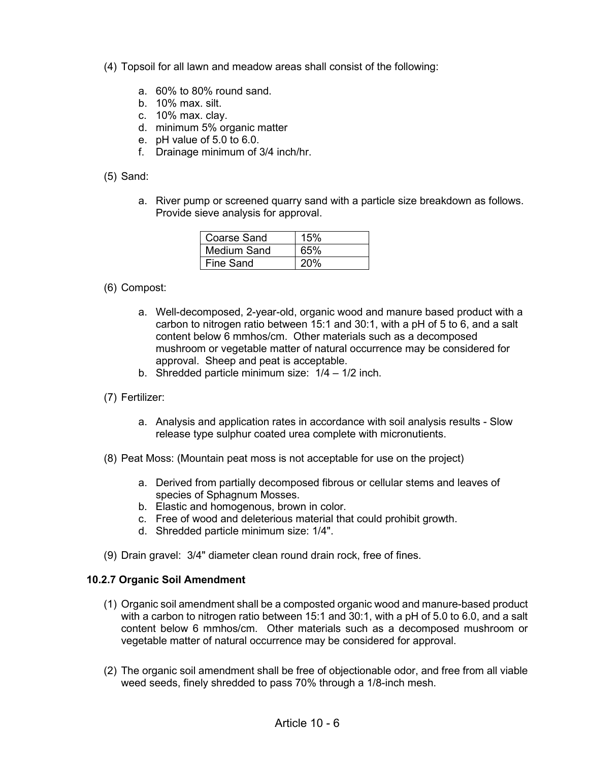(4) Topsoil for all lawn and meadow areas shall consist of the following:

  a. 60% to 80% round sand.
  b. 10% max. silt.
  c. 10% max. clay.
  d. minimum 5% organic matter
  e. pH value of 5.0 to 6.0.
  f. Drainage minimum of 3/4 inch/hr.

(5) Sand:

  a. River pump or screened quarry sand with a particle size breakdown as follows. Provide sieve analysis for approval.

| | |
|---|---|
| Coarse Sand | 15% |
| Medium Sand | 65% |
| Fine Sand | 20% |

(6) Compost:

  a. Well-decomposed, 2-year-old, organic wood and manure based product with a carbon to nitrogen ratio between 15:1 and 30:1, with a pH of 5 to 6, and a salt content below 6 mmhos/cm. Other materials such as a decomposed mushroom or vegetable matter of natural occurrence may be considered for approval. Sheep and peat is acceptable.
  b. Shredded particle minimum size: 1/4 – 1/2 inch.

(7) Fertilizer:

  a. Analysis and application rates in accordance with soil analysis results - Slow release type sulphur coated urea complete with micronutients.

(8) Peat Moss: (Mountain peat moss is not acceptable for use on the project)

  a. Derived from partially decomposed fibrous or cellular stems and leaves of species of Sphagnum Mosses.
  b. Elastic and homogenous, brown in color.
  c. Free of wood and deleterious material that could prohibit growth.
  d. Shredded particle minimum size: 1/4".

(9) Drain gravel: 3/4" diameter clean round drain rock, free of fines.

### 10.2.7 Organic Soil Amendment

(1) Organic soil amendment shall be a composted organic wood and manure-based product with a carbon to nitrogen ratio between 15:1 and 30:1, with a pH of 5.0 to 6.0, and a salt content below 6 mmhos/cm. Other materials such as a decomposed mushroom or vegetable matter of natural occurrence may be considered for approval.

(2) The organic soil amendment shall be free of objectionable odor, and free from all viable weed seeds, finely shredded to pass 70% through a 1/8-inch mesh.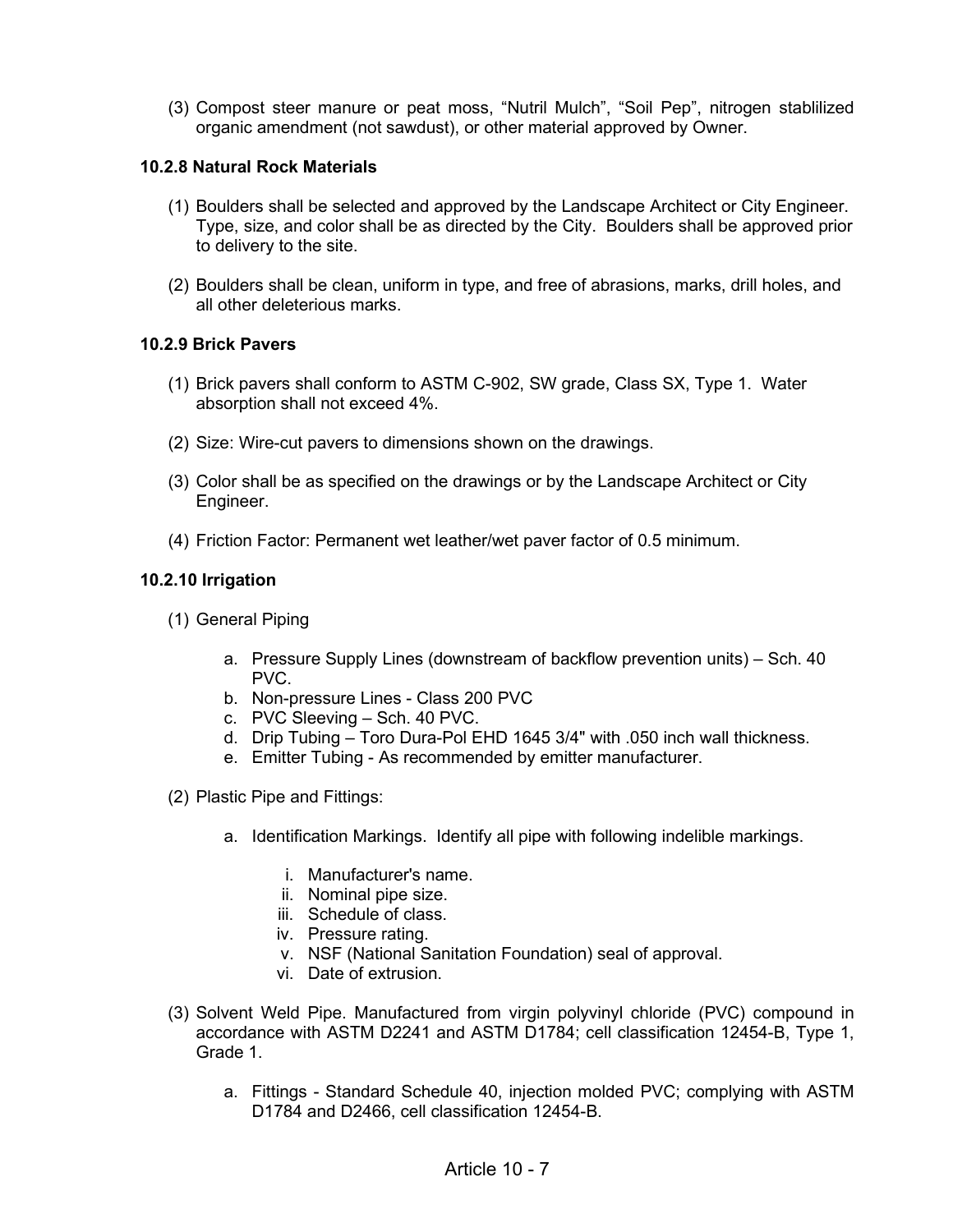(3) Compost steer manure or peat moss, “Nutril Mulch”, “Soil Pep”, nitrogen stablilized organic amendment (not sawdust), or other material approved by Owner.

### 10.2.8 Natural Rock Materials

(1) Boulders shall be selected and approved by the Landscape Architect or City Engineer. Type, size, and color shall be as directed by the City. Boulders shall be approved prior to delivery to the site.

(2) Boulders shall be clean, uniform in type, and free of abrasions, marks, drill holes, and all other deleterious marks.

### 10.2.9 Brick Pavers

(1) Brick pavers shall conform to ASTM C-902, SW grade, Class SX, Type 1. Water absorption shall not exceed 4%.

(2) Size: Wire-cut pavers to dimensions shown on the drawings.

(3) Color shall be as specified on the drawings or by the Landscape Architect or City Engineer.

(4) Friction Factor: Permanent wet leather/wet paver factor of 0.5 minimum.

### 10.2.10 Irrigation

(1) General Piping

- a. Pressure Supply Lines (downstream of backflow prevention units) – Sch. 40 PVC.
- b. Non-pressure Lines - Class 200 PVC
- c. PVC Sleeving – Sch. 40 PVC.
- d. Drip Tubing – Toro Dura-Pol EHD 1645 3/4" with .050 inch wall thickness.
- e. Emitter Tubing - As recommended by emitter manufacturer.

(2) Plastic Pipe and Fittings:

- a. Identification Markings. Identify all pipe with following indelible markings.
  - i. Manufacturer's name.
  - ii. Nominal pipe size.
  - iii. Schedule of class.
  - iv. Pressure rating.
  - v. NSF (National Sanitation Foundation) seal of approval.
  - vi. Date of extrusion.

(3) Solvent Weld Pipe. Manufactured from virgin polyvinyl chloride (PVC) compound in accordance with ASTM D2241 and ASTM D1784; cell classification 12454-B, Type 1, Grade 1.

- a. Fittings - Standard Schedule 40, injection molded PVC; complying with ASTM D1784 and D2466, cell classification 12454-B.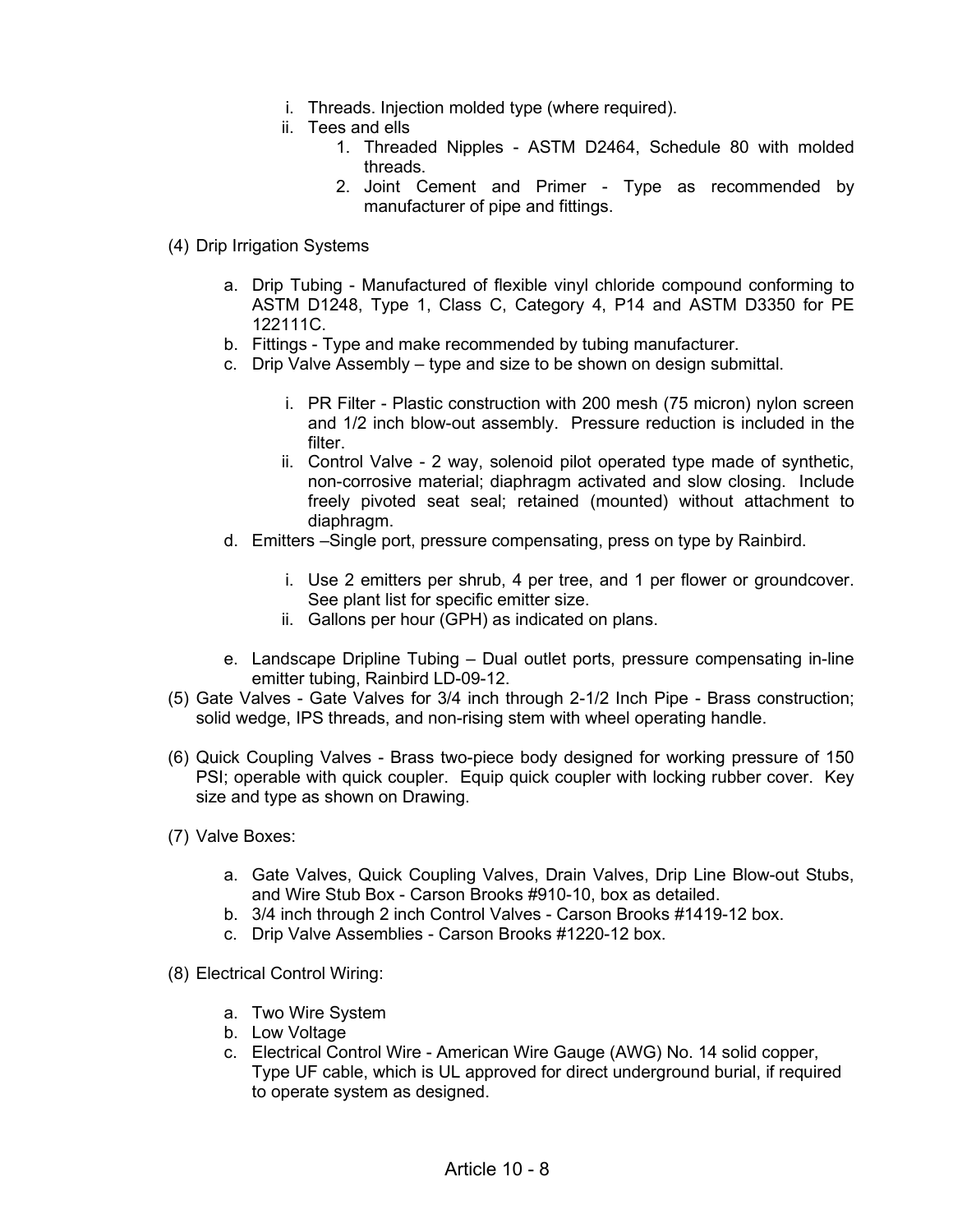i. Threads. Injection molded type (where required).
ii. Tees and ells
    1. Threaded Nipples - ASTM D2464, Schedule 80 with molded threads.
    2. Joint Cement and Primer - Type as recommended by manufacturer of pipe and fittings.

(4) Drip Irrigation Systems

a. Drip Tubing - Manufactured of flexible vinyl chloride compound conforming to ASTM D1248, Type 1, Class C, Category 4, P14 and ASTM D3350 for PE 122111C.
b. Fittings - Type and make recommended by tubing manufacturer.
c. Drip Valve Assembly – type and size to be shown on design submittal.

    i. PR Filter - Plastic construction with 200 mesh (75 micron) nylon screen and 1/2 inch blow-out assembly. Pressure reduction is included in the filter.
    ii. Control Valve - 2 way, solenoid pilot operated type made of synthetic, non-corrosive material; diaphragm activated and slow closing. Include freely pivoted seat seal; retained (mounted) without attachment to diaphragm.

d. Emitters –Single port, pressure compensating, press on type by Rainbird.

    i. Use 2 emitters per shrub, 4 per tree, and 1 per flower or groundcover. See plant list for specific emitter size.
    ii. Gallons per hour (GPH) as indicated on plans.

e. Landscape Dripline Tubing – Dual outlet ports, pressure compensating in-line emitter tubing, Rainbird LD-09-12.

(5) Gate Valves - Gate Valves for 3/4 inch through 2-1/2 Inch Pipe - Brass construction; solid wedge, IPS threads, and non-rising stem with wheel operating handle.

(6) Quick Coupling Valves - Brass two-piece body designed for working pressure of 150 PSI; operable with quick coupler. Equip quick coupler with locking rubber cover. Key size and type as shown on Drawing.

(7) Valve Boxes:

a. Gate Valves, Quick Coupling Valves, Drain Valves, Drip Line Blow-out Stubs, and Wire Stub Box - Carson Brooks #910-10, box as detailed.
b. 3/4 inch through 2 inch Control Valves - Carson Brooks #1419-12 box.
c. Drip Valve Assemblies - Carson Brooks #1220-12 box.

(8) Electrical Control Wiring:

a. Two Wire System
b. Low Voltage
c. Electrical Control Wire - American Wire Gauge (AWG) No. 14 solid copper, Type UF cable, which is UL approved for direct underground burial, if required to operate system as designed.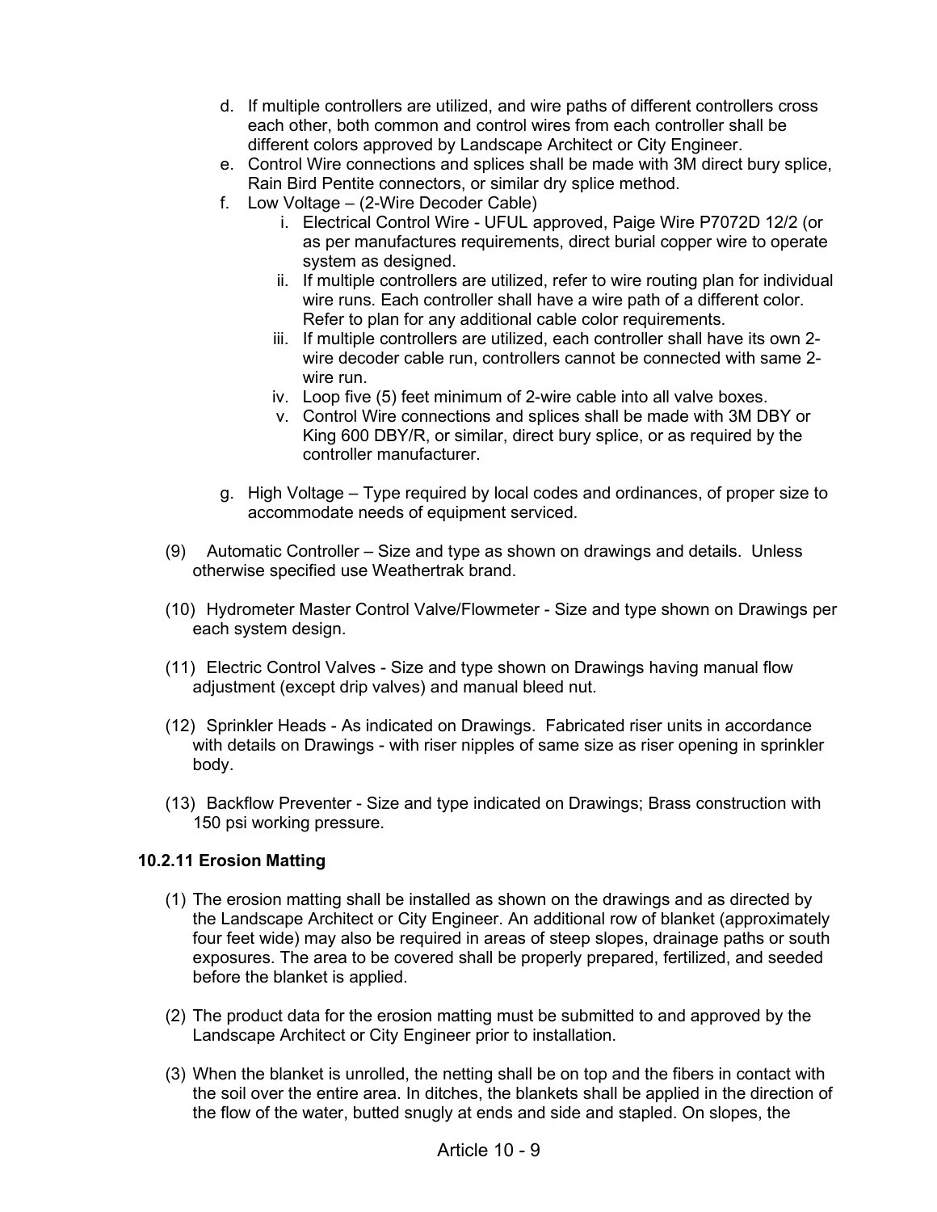d. If multiple controllers are utilized, and wire paths of different controllers cross each other, both common and control wires from each controller shall be different colors approved by Landscape Architect or City Engineer.

e. Control Wire connections and splices shall be made with 3M direct bury splice, Rain Bird Pentite connectors, or similar dry splice method.

f. Low Voltage – (2-Wire Decoder Cable)

   i. Electrical Control Wire - UFUL approved, Paige Wire P7072D 12/2 (or as per manufactures requirements, direct burial copper wire to operate system as designed.

   ii. If multiple controllers are utilized, refer to wire routing plan for individual wire runs. Each controller shall have a wire path of a different color. Refer to plan for any additional cable color requirements.

   iii. If multiple controllers are utilized, each controller shall have its own 2-wire decoder cable run, controllers cannot be connected with same 2-wire run.

   iv. Loop five (5) feet minimum of 2-wire cable into all valve boxes.

   v. Control Wire connections and splices shall be made with 3M DBY or King 600 DBY/R, or similar, direct bury splice, or as required by the controller manufacturer.

g. High Voltage – Type required by local codes and ordinances, of proper size to accommodate needs of equipment serviced.

(9) Automatic Controller – Size and type as shown on drawings and details. Unless otherwise specified use Weathertrak brand.

(10) Hydrometer Master Control Valve/Flowmeter - Size and type shown on Drawings per each system design.

(11) Electric Control Valves - Size and type shown on Drawings having manual flow adjustment (except drip valves) and manual bleed nut.

(12) Sprinkler Heads - As indicated on Drawings. Fabricated riser units in accordance with details on Drawings - with riser nipples of same size as riser opening in sprinkler body.

(13) Backflow Preventer - Size and type indicated on Drawings; Brass construction with 150 psi working pressure.

### 10.2.11 Erosion Matting

(1) The erosion matting shall be installed as shown on the drawings and as directed by the Landscape Architect or City Engineer. An additional row of blanket (approximately four feet wide) may also be required in areas of steep slopes, drainage paths or south exposures. The area to be covered shall be properly prepared, fertilized, and seeded before the blanket is applied.

(2) The product data for the erosion matting must be submitted to and approved by the Landscape Architect or City Engineer prior to installation.

(3) When the blanket is unrolled, the netting shall be on top and the fibers in contact with the soil over the entire area. In ditches, the blankets shall be applied in the direction of the flow of the water, butted snugly at ends and side and stapled. On slopes, the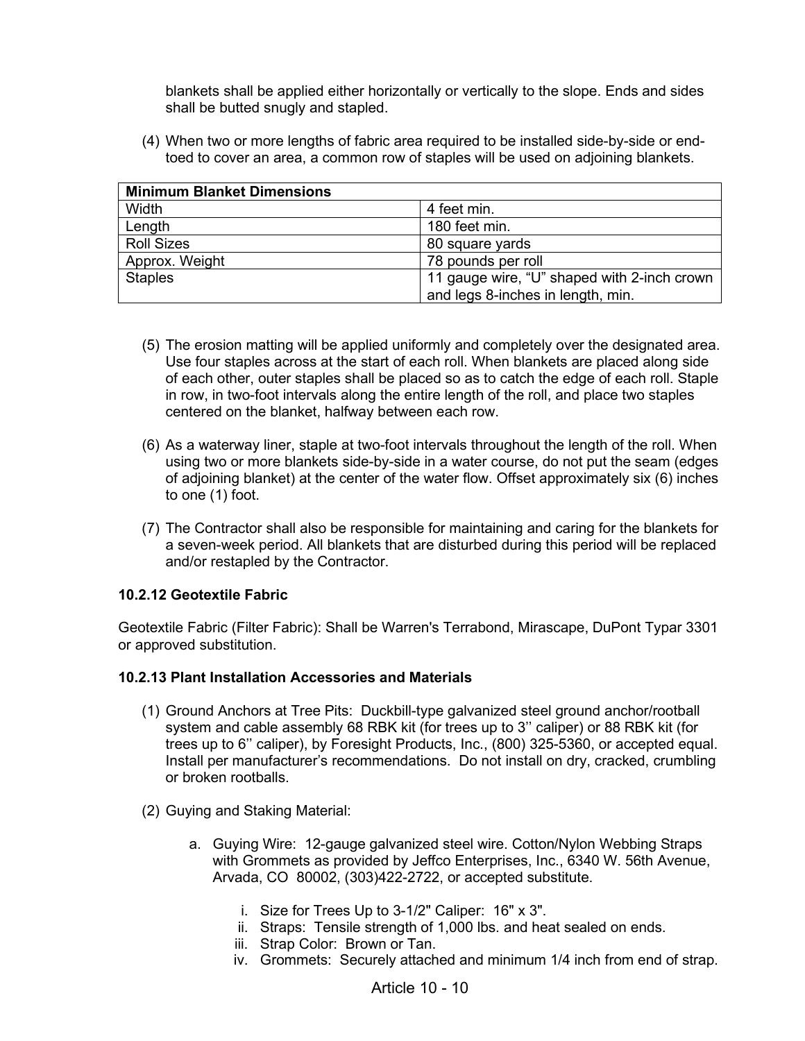blankets shall be applied either horizontally or vertically to the slope. Ends and sides shall be butted snugly and stapled.

(4) When two or more lengths of fabric area required to be installed side-by-side or end-toed to cover an area, a common row of staples will be used on adjoining blankets.

| **Minimum Blanket Dimensions** | |
|---|---|
| Width | 4 feet min. |
| Length | 180 feet min. |
| Roll Sizes | 80 square yards |
| Approx. Weight | 78 pounds per roll |
| Staples | 11 gauge wire, "U" shaped with 2-inch crown and legs 8-inches in length, min. |

(5) The erosion matting will be applied uniformly and completely over the designated area. Use four staples across at the start of each roll. When blankets are placed along side of each other, outer staples shall be placed so as to catch the edge of each roll. Staple in row, in two-foot intervals along the entire length of the roll, and place two staples centered on the blanket, halfway between each row.

(6) As a waterway liner, staple at two-foot intervals throughout the length of the roll. When using two or more blankets side-by-side in a water course, do not put the seam (edges of adjoining blanket) at the center of the water flow. Offset approximately six (6) inches to one (1) foot.

(7) The Contractor shall also be responsible for maintaining and caring for the blankets for a seven-week period. All blankets that are disturbed during this period will be replaced and/or restapled by the Contractor.

### 10.2.12 Geotextile Fabric

Geotextile Fabric (Filter Fabric): Shall be Warren's Terrabond, Mirascape, DuPont Typar 3301 or approved substitution.

### 10.2.13 Plant Installation Accessories and Materials

(1) Ground Anchors at Tree Pits: Duckbill-type galvanized steel ground anchor/rootball system and cable assembly 68 RBK kit (for trees up to 3'' caliper) or 88 RBK kit (for trees up to 6'' caliper), by Foresight Products, Inc., (800) 325-5360, or accepted equal. Install per manufacturer's recommendations. Do not install on dry, cracked, crumbling or broken rootballs.

(2) Guying and Staking Material:

a. Guying Wire: 12-gauge galvanized steel wire. Cotton/Nylon Webbing Straps with Grommets as provided by Jeffco Enterprises, Inc., 6340 W. 56th Avenue, Arvada, CO 80002, (303)422-2722, or accepted substitute.

i. Size for Trees Up to 3-1/2" Caliper: 16" x 3".
ii. Straps: Tensile strength of 1,000 lbs. and heat sealed on ends.
iii. Strap Color: Brown or Tan.
iv. Grommets: Securely attached and minimum 1/4 inch from end of strap.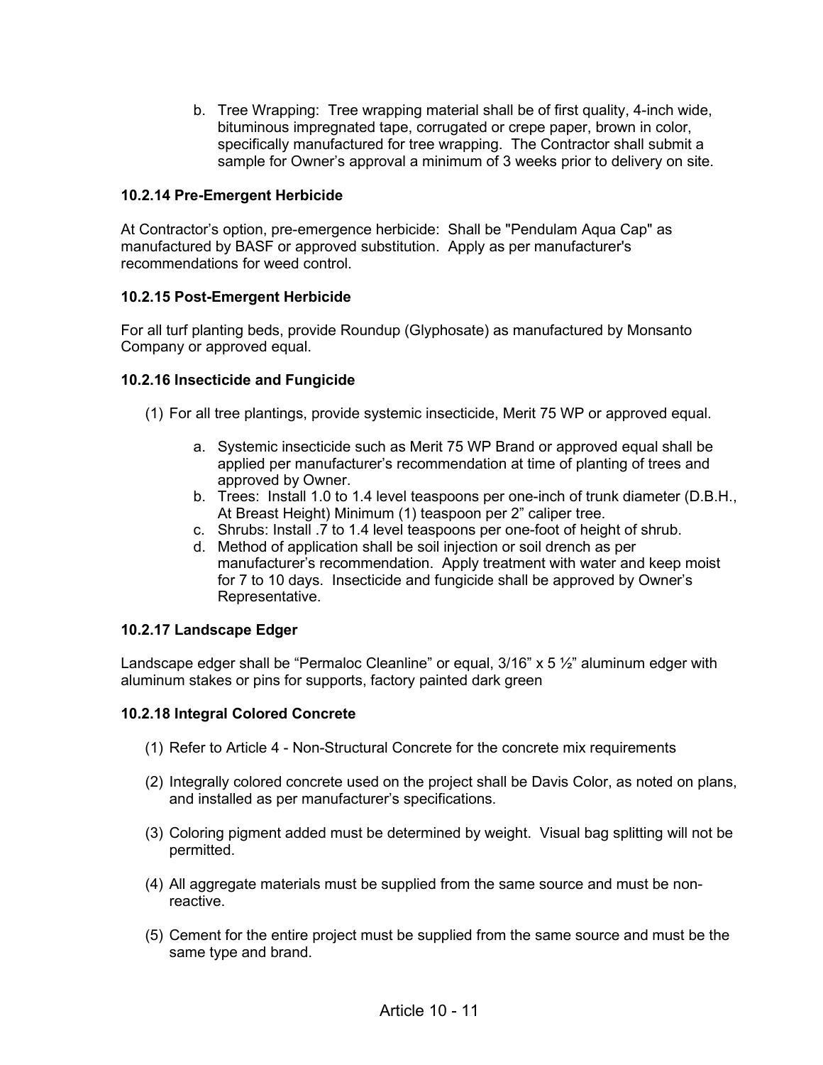b. Tree Wrapping: Tree wrapping material shall be of first quality, 4-inch wide, bituminous impregnated tape, corrugated or crepe paper, brown in color, specifically manufactured for tree wrapping. The Contractor shall submit a sample for Owner's approval a minimum of 3 weeks prior to delivery on site.

### 10.2.14 Pre-Emergent Herbicide

At Contractor's option, pre-emergence herbicide: Shall be "Pendulam Aqua Cap" as manufactured by BASF or approved substitution. Apply as per manufacturer's recommendations for weed control.

### 10.2.15 Post-Emergent Herbicide

For all turf planting beds, provide Roundup (Glyphosate) as manufactured by Monsanto Company or approved equal.

### 10.2.16 Insecticide and Fungicide

(1) For all tree plantings, provide systemic insecticide, Merit 75 WP or approved equal.

  a. Systemic insecticide such as Merit 75 WP Brand or approved equal shall be applied per manufacturer's recommendation at time of planting of trees and approved by Owner.
  b. Trees: Install 1.0 to 1.4 level teaspoons per one-inch of trunk diameter (D.B.H., At Breast Height) Minimum (1) teaspoon per 2" caliper tree.
  c. Shrubs: Install .7 to 1.4 level teaspoons per one-foot of height of shrub.
  d. Method of application shall be soil injection or soil drench as per manufacturer's recommendation. Apply treatment with water and keep moist for 7 to 10 days. Insecticide and fungicide shall be approved by Owner's Representative.

### 10.2.17 Landscape Edger

Landscape edger shall be "Permaloc Cleanline" or equal, 3/16" x 5 ½" aluminum edger with aluminum stakes or pins for supports, factory painted dark green

### 10.2.18 Integral Colored Concrete

(1) Refer to Article 4 - Non-Structural Concrete for the concrete mix requirements

(2) Integrally colored concrete used on the project shall be Davis Color, as noted on plans, and installed as per manufacturer's specifications.

(3) Coloring pigment added must be determined by weight. Visual bag splitting will not be permitted.

(4) All aggregate materials must be supplied from the same source and must be non-reactive.

(5) Cement for the entire project must be supplied from the same source and must be the same type and brand.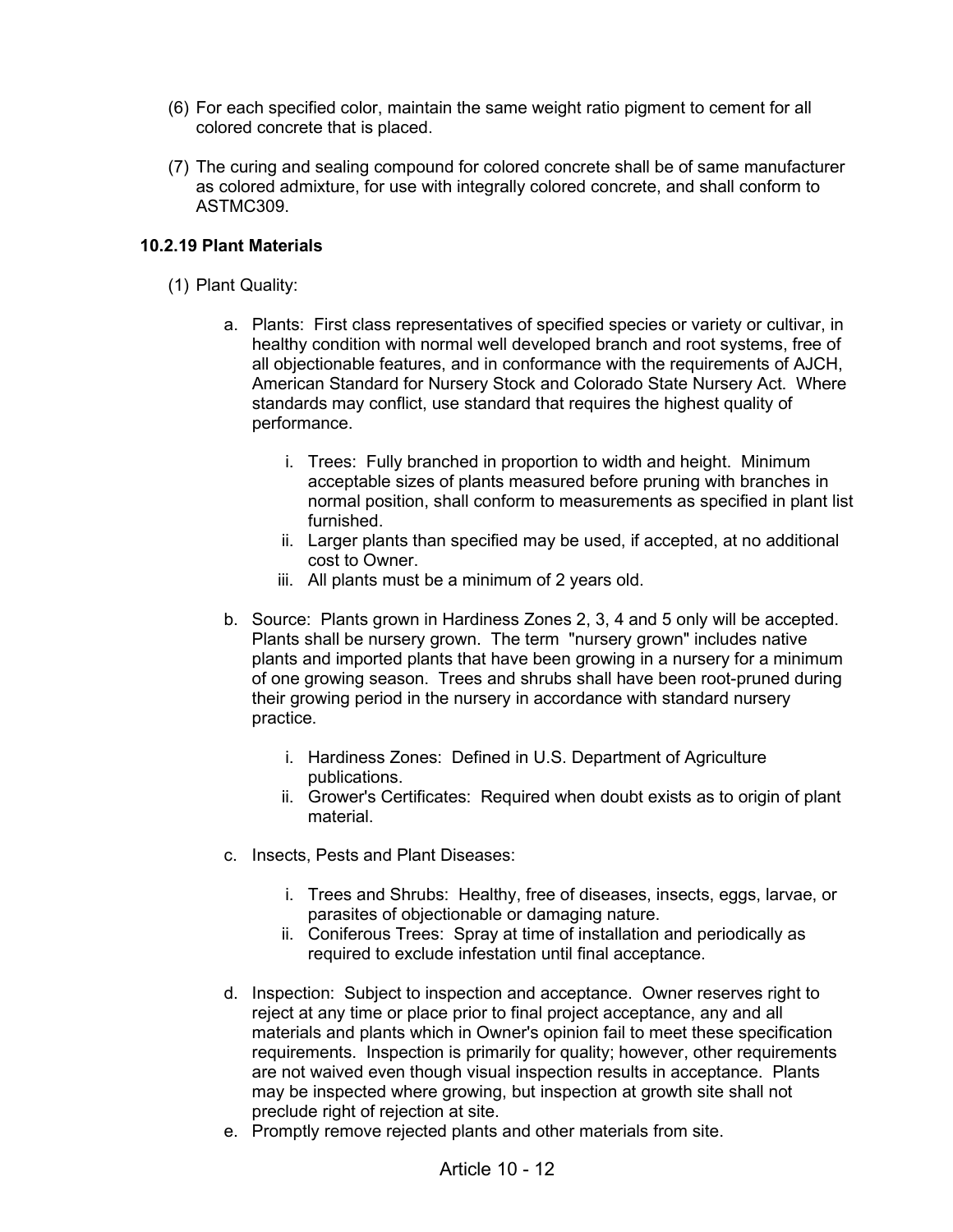(6) For each specified color, maintain the same weight ratio pigment to cement for all colored concrete that is placed.

(7) The curing and sealing compound for colored concrete shall be of same manufacturer as colored admixture, for use with integrally colored concrete, and shall conform to ASTMC309.

**10.2.19 Plant Materials**

(1) Plant Quality:

a. Plants: First class representatives of specified species or variety or cultivar, in healthy condition with normal well developed branch and root systems, free of all objectionable features, and in conformance with the requirements of AJCH, American Standard for Nursery Stock and Colorado State Nursery Act. Where standards may conflict, use standard that requires the highest quality of performance.

   i. Trees: Fully branched in proportion to width and height. Minimum acceptable sizes of plants measured before pruning with branches in normal position, shall conform to measurements as specified in plant list furnished.
   ii. Larger plants than specified may be used, if accepted, at no additional cost to Owner.
   iii. All plants must be a minimum of 2 years old.

b. Source: Plants grown in Hardiness Zones 2, 3, 4 and 5 only will be accepted. Plants shall be nursery grown. The term "nursery grown" includes native plants and imported plants that have been growing in a nursery for a minimum of one growing season. Trees and shrubs shall have been root-pruned during their growing period in the nursery in accordance with standard nursery practice.

   i. Hardiness Zones: Defined in U.S. Department of Agriculture publications.
   ii. Grower's Certificates: Required when doubt exists as to origin of plant material.

c. Insects, Pests and Plant Diseases:

   i. Trees and Shrubs: Healthy, free of diseases, insects, eggs, larvae, or parasites of objectionable or damaging nature.
   ii. Coniferous Trees: Spray at time of installation and periodically as required to exclude infestation until final acceptance.

d. Inspection: Subject to inspection and acceptance. Owner reserves right to reject at any time or place prior to final project acceptance, any and all materials and plants which in Owner's opinion fail to meet these specification requirements. Inspection is primarily for quality; however, other requirements are not waived even though visual inspection results in acceptance. Plants may be inspected where growing, but inspection at growth site shall not preclude right of rejection at site.

e. Promptly remove rejected plants and other materials from site.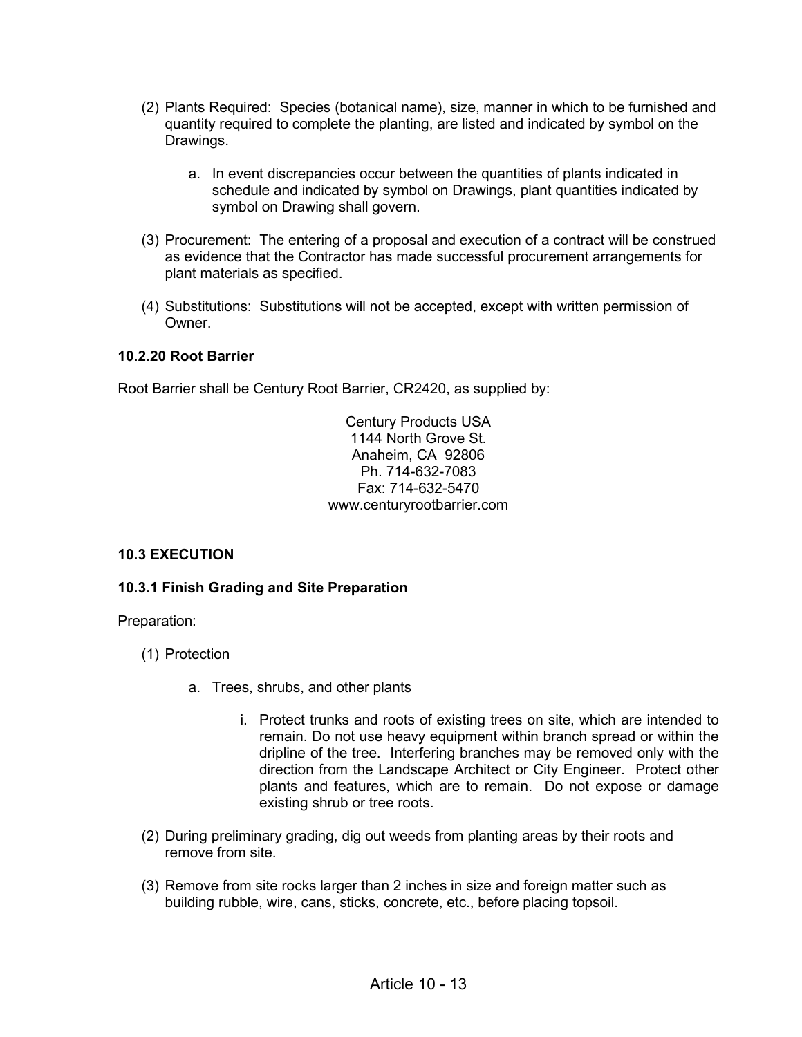(2) Plants Required: Species (botanical name), size, manner in which to be furnished and quantity required to complete the planting, are listed and indicated by symbol on the Drawings.

   a. In event discrepancies occur between the quantities of plants indicated in schedule and indicated by symbol on Drawings, plant quantities indicated by symbol on Drawing shall govern.

(3) Procurement: The entering of a proposal and execution of a contract will be construed as evidence that the Contractor has made successful procurement arrangements for plant materials as specified.

(4) Substitutions: Substitutions will not be accepted, except with written permission of Owner.

**10.2.20 Root Barrier**

Root Barrier shall be Century Root Barrier, CR2420, as supplied by:

Century Products USA
1144 North Grove St.
Anaheim, CA 92806
Ph. 714-632-7083
Fax: 714-632-5470
www.centuryrootbarrier.com

**10.3 EXECUTION**

**10.3.1 Finish Grading and Site Preparation**

Preparation:

(1) Protection

   a. Trees, shrubs, and other plants

      i. Protect trunks and roots of existing trees on site, which are intended to remain. Do not use heavy equipment within branch spread or within the dripline of the tree. Interfering branches may be removed only with the direction from the Landscape Architect or City Engineer. Protect other plants and features, which are to remain. Do not expose or damage existing shrub or tree roots.

(2) During preliminary grading, dig out weeds from planting areas by their roots and remove from site.

(3) Remove from site rocks larger than 2 inches in size and foreign matter such as building rubble, wire, cans, sticks, concrete, etc., before placing topsoil.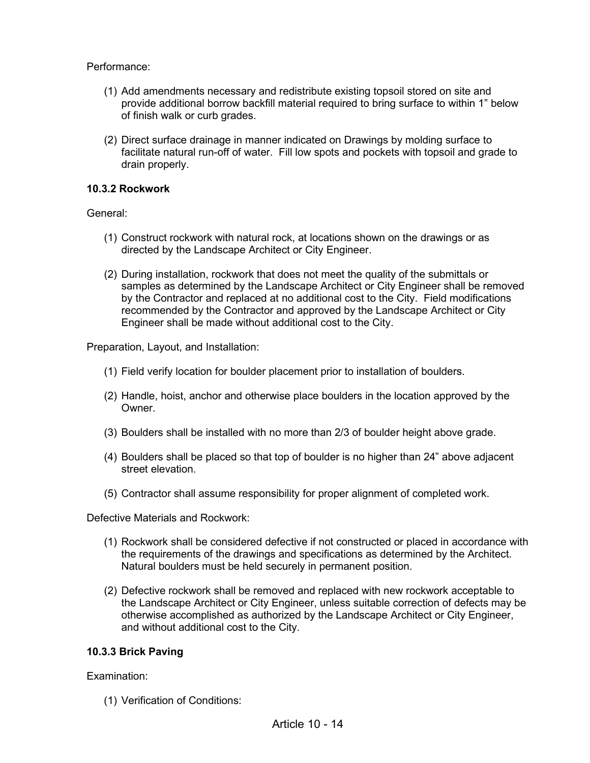Performance:

(1) Add amendments necessary and redistribute existing topsoil stored on site and provide additional borrow backfill material required to bring surface to within 1” below of finish walk or curb grades.

(2) Direct surface drainage in manner indicated on Drawings by molding surface to facilitate natural run-off of water. Fill low spots and pockets with topsoil and grade to drain properly.

### 10.3.2 Rockwork

General:

(1) Construct rockwork with natural rock, at locations shown on the drawings or as directed by the Landscape Architect or City Engineer.

(2) During installation, rockwork that does not meet the quality of the submittals or samples as determined by the Landscape Architect or City Engineer shall be removed by the Contractor and replaced at no additional cost to the City. Field modifications recommended by the Contractor and approved by the Landscape Architect or City Engineer shall be made without additional cost to the City.

Preparation, Layout, and Installation:

(1) Field verify location for boulder placement prior to installation of boulders.

(2) Handle, hoist, anchor and otherwise place boulders in the location approved by the Owner.

(3) Boulders shall be installed with no more than 2/3 of boulder height above grade.

(4) Boulders shall be placed so that top of boulder is no higher than 24” above adjacent street elevation.

(5) Contractor shall assume responsibility for proper alignment of completed work.

Defective Materials and Rockwork:

(1) Rockwork shall be considered defective if not constructed or placed in accordance with the requirements of the drawings and specifications as determined by the Architect. Natural boulders must be held securely in permanent position.

(2) Defective rockwork shall be removed and replaced with new rockwork acceptable to the Landscape Architect or City Engineer, unless suitable correction of defects may be otherwise accomplished as authorized by the Landscape Architect or City Engineer, and without additional cost to the City.

### 10.3.3 Brick Paving

Examination:

(1) Verification of Conditions: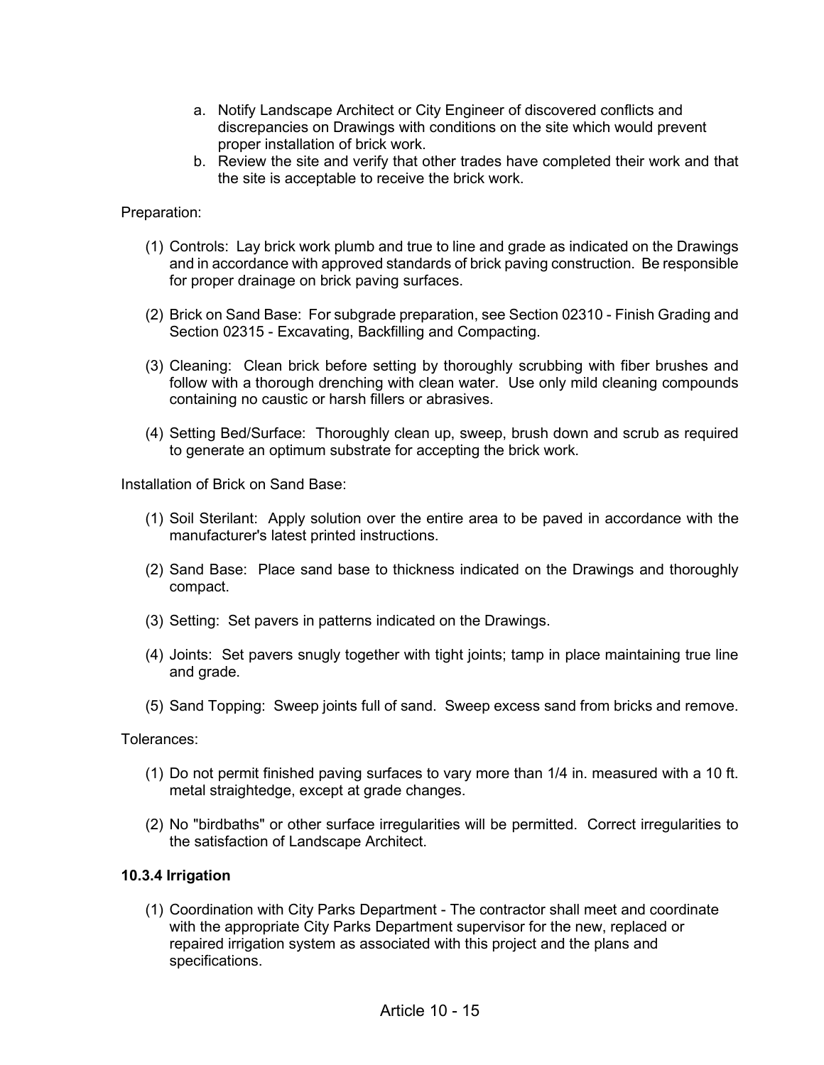a. Notify Landscape Architect or City Engineer of discovered conflicts and discrepancies on Drawings with conditions on the site which would prevent proper installation of brick work.
b. Review the site and verify that other trades have completed their work and that the site is acceptable to receive the brick work.

Preparation:

(1) Controls: Lay brick work plumb and true to line and grade as indicated on the Drawings and in accordance with approved standards of brick paving construction. Be responsible for proper drainage on brick paving surfaces.

(2) Brick on Sand Base: For subgrade preparation, see Section 02310 - Finish Grading and Section 02315 - Excavating, Backfilling and Compacting.

(3) Cleaning: Clean brick before setting by thoroughly scrubbing with fiber brushes and follow with a thorough drenching with clean water. Use only mild cleaning compounds containing no caustic or harsh fillers or abrasives.

(4) Setting Bed/Surface: Thoroughly clean up, sweep, brush down and scrub as required to generate an optimum substrate for accepting the brick work.

Installation of Brick on Sand Base:

(1) Soil Sterilant: Apply solution over the entire area to be paved in accordance with the manufacturer's latest printed instructions.

(2) Sand Base: Place sand base to thickness indicated on the Drawings and thoroughly compact.

(3) Setting: Set pavers in patterns indicated on the Drawings.

(4) Joints: Set pavers snugly together with tight joints; tamp in place maintaining true line and grade.

(5) Sand Topping: Sweep joints full of sand. Sweep excess sand from bricks and remove.

Tolerances:

(1) Do not permit finished paving surfaces to vary more than 1/4 in. measured with a 10 ft. metal straightedge, except at grade changes.

(2) No "birdbaths" or other surface irregularities will be permitted. Correct irregularities to the satisfaction of Landscape Architect.

#### 10.3.4 Irrigation

(1) Coordination with City Parks Department - The contractor shall meet and coordinate with the appropriate City Parks Department supervisor for the new, replaced or repaired irrigation system as associated with this project and the plans and specifications.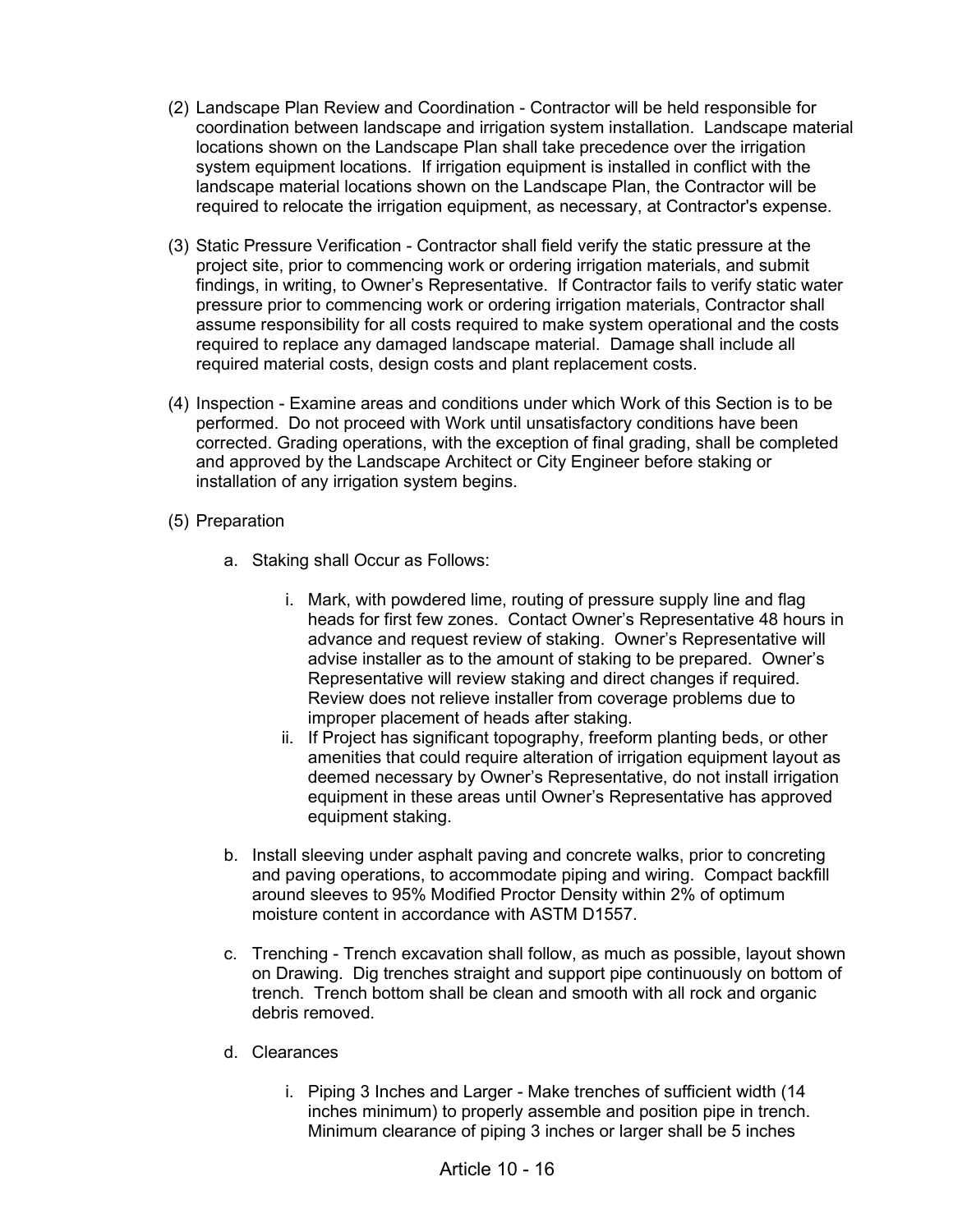(2) Landscape Plan Review and Coordination - Contractor will be held responsible for coordination between landscape and irrigation system installation. Landscape material locations shown on the Landscape Plan shall take precedence over the irrigation system equipment locations. If irrigation equipment is installed in conflict with the landscape material locations shown on the Landscape Plan, the Contractor will be required to relocate the irrigation equipment, as necessary, at Contractor's expense.

(3) Static Pressure Verification - Contractor shall field verify the static pressure at the project site, prior to commencing work or ordering irrigation materials, and submit findings, in writing, to Owner's Representative. If Contractor fails to verify static water pressure prior to commencing work or ordering irrigation materials, Contractor shall assume responsibility for all costs required to make system operational and the costs required to replace any damaged landscape material. Damage shall include all required material costs, design costs and plant replacement costs.

(4) Inspection - Examine areas and conditions under which Work of this Section is to be performed. Do not proceed with Work until unsatisfactory conditions have been corrected. Grading operations, with the exception of final grading, shall be completed and approved by the Landscape Architect or City Engineer before staking or installation of any irrigation system begins.

(5) Preparation

   a. Staking shall Occur as Follows:

      i. Mark, with powdered lime, routing of pressure supply line and flag heads for first few zones. Contact Owner's Representative 48 hours in advance and request review of staking. Owner's Representative will advise installer as to the amount of staking to be prepared. Owner's Representative will review staking and direct changes if required. Review does not relieve installer from coverage problems due to improper placement of heads after staking.

      ii. If Project has significant topography, freeform planting beds, or other amenities that could require alteration of irrigation equipment layout as deemed necessary by Owner's Representative, do not install irrigation equipment in these areas until Owner's Representative has approved equipment staking.

   b. Install sleeving under asphalt paving and concrete walks, prior to concreting and paving operations, to accommodate piping and wiring. Compact backfill around sleeves to 95% Modified Proctor Density within 2% of optimum moisture content in accordance with ASTM D1557.

   c. Trenching - Trench excavation shall follow, as much as possible, layout shown on Drawing. Dig trenches straight and support pipe continuously on bottom of trench. Trench bottom shall be clean and smooth with all rock and organic debris removed.

   d. Clearances

      i. Piping 3 Inches and Larger - Make trenches of sufficient width (14 inches minimum) to properly assemble and position pipe in trench. Minimum clearance of piping 3 inches or larger shall be 5 inches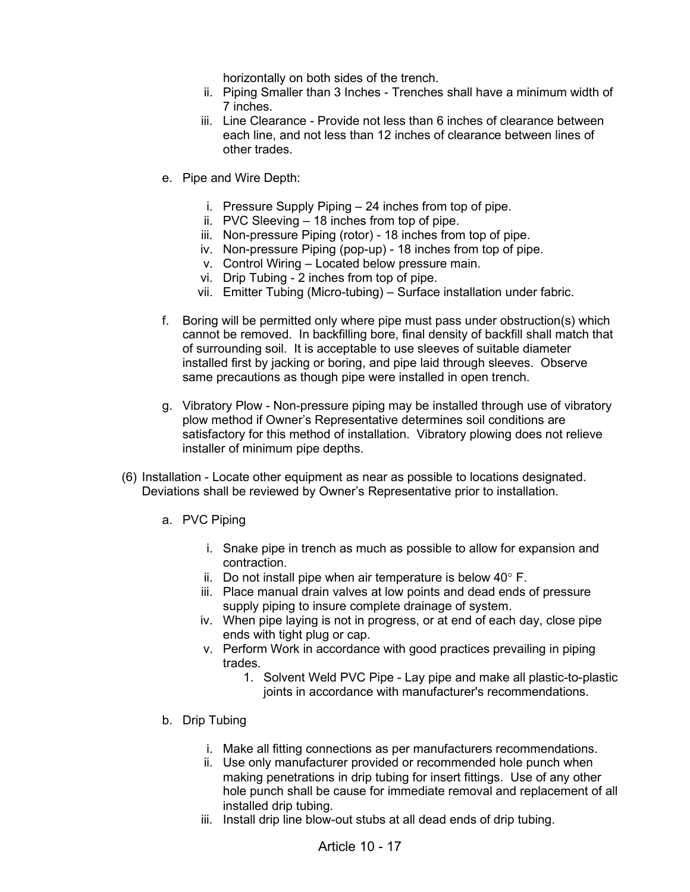horizontally on both sides of the trench.

ii. Piping Smaller than 3 Inches - Trenches shall have a minimum width of 7 inches.

iii. Line Clearance - Provide not less than 6 inches of clearance between each line, and not less than 12 inches of clearance between lines of other trades.

e. Pipe and Wire Depth:

i. Pressure Supply Piping – 24 inches from top of pipe.
ii. PVC Sleeving – 18 inches from top of pipe.
iii. Non-pressure Piping (rotor) - 18 inches from top of pipe.
iv. Non-pressure Piping (pop-up) - 18 inches from top of pipe.
v. Control Wiring – Located below pressure main.
vi. Drip Tubing - 2 inches from top of pipe.
vii. Emitter Tubing (Micro-tubing) – Surface installation under fabric.

f. Boring will be permitted only where pipe must pass under obstruction(s) which cannot be removed. In backfilling bore, final density of backfill shall match that of surrounding soil. It is acceptable to use sleeves of suitable diameter installed first by jacking or boring, and pipe laid through sleeves. Observe same precautions as though pipe were installed in open trench.

g. Vibratory Plow - Non-pressure piping may be installed through use of vibratory plow method if Owner's Representative determines soil conditions are satisfactory for this method of installation. Vibratory plowing does not relieve installer of minimum pipe depths.

(6) Installation - Locate other equipment as near as possible to locations designated. Deviations shall be reviewed by Owner's Representative prior to installation.

a. PVC Piping

i. Snake pipe in trench as much as possible to allow for expansion and contraction.
ii. Do not install pipe when air temperature is below 40° F.
iii. Place manual drain valves at low points and dead ends of pressure supply piping to insure complete drainage of system.
iv. When pipe laying is not in progress, or at end of each day, close pipe ends with tight plug or cap.
v. Perform Work in accordance with good practices prevailing in piping trades.
   1. Solvent Weld PVC Pipe - Lay pipe and make all plastic-to-plastic joints in accordance with manufacturer's recommendations.

b. Drip Tubing

i. Make all fitting connections as per manufacturers recommendations.
ii. Use only manufacturer provided or recommended hole punch when making penetrations in drip tubing for insert fittings. Use of any other hole punch shall be cause for immediate removal and replacement of all installed drip tubing.
iii. Install drip line blow-out stubs at all dead ends of drip tubing.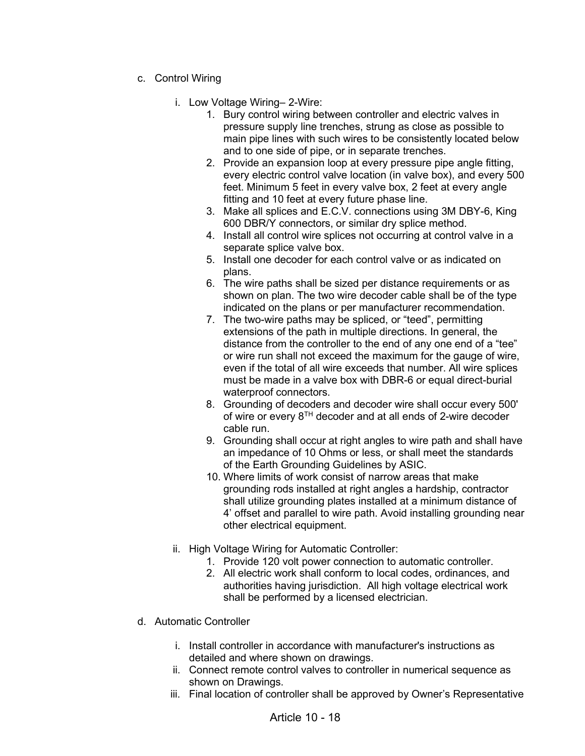c. Control Wiring

   i. Low Voltage Wiring– 2-Wire:

      1. Bury control wiring between controller and electric valves in pressure supply line trenches, strung as close as possible to main pipe lines with such wires to be consistently located below and to one side of pipe, or in separate trenches.
      2. Provide an expansion loop at every pressure pipe angle fitting, every electric control valve location (in valve box), and every 500 feet. Minimum 5 feet in every valve box, 2 feet at every angle fitting and 10 feet at every future phase line.
      3. Make all splices and E.C.V. connections using 3M DBY-6, King 600 DBR/Y connectors, or similar dry splice method.
      4. Install all control wire splices not occurring at control valve in a separate splice valve box.
      5. Install one decoder for each control valve or as indicated on plans.
      6. The wire paths shall be sized per distance requirements or as shown on plan. The two wire decoder cable shall be of the type indicated on the plans or per manufacturer recommendation.
      7. The two-wire paths may be spliced, or "teed", permitting extensions of the path in multiple directions. In general, the distance from the controller to the end of any one end of a "tee" or wire run shall not exceed the maximum for the gauge of wire, even if the total of all wire exceeds that number. All wire splices must be made in a valve box with DBR-6 or equal direct-burial waterproof connectors.
      8. Grounding of decoders and decoder wire shall occur every 500' of wire or every 8TH decoder and at all ends of 2-wire decoder cable run.
      9. Grounding shall occur at right angles to wire path and shall have an impedance of 10 Ohms or less, or shall meet the standards of the Earth Grounding Guidelines by ASIC.
      10. Where limits of work consist of narrow areas that make grounding rods installed at right angles a hardship, contractor shall utilize grounding plates installed at a minimum distance of 4' offset and parallel to wire path. Avoid installing grounding near other electrical equipment.

   ii. High Voltage Wiring for Automatic Controller:

      1. Provide 120 volt power connection to automatic controller.
      2. All electric work shall conform to local codes, ordinances, and authorities having jurisdiction. All high voltage electrical work shall be performed by a licensed electrician.

d. Automatic Controller

   i. Install controller in accordance with manufacturer's instructions as detailed and where shown on drawings.
   ii. Connect remote control valves to controller in numerical sequence as shown on Drawings.
   iii. Final location of controller shall be approved by Owner's Representative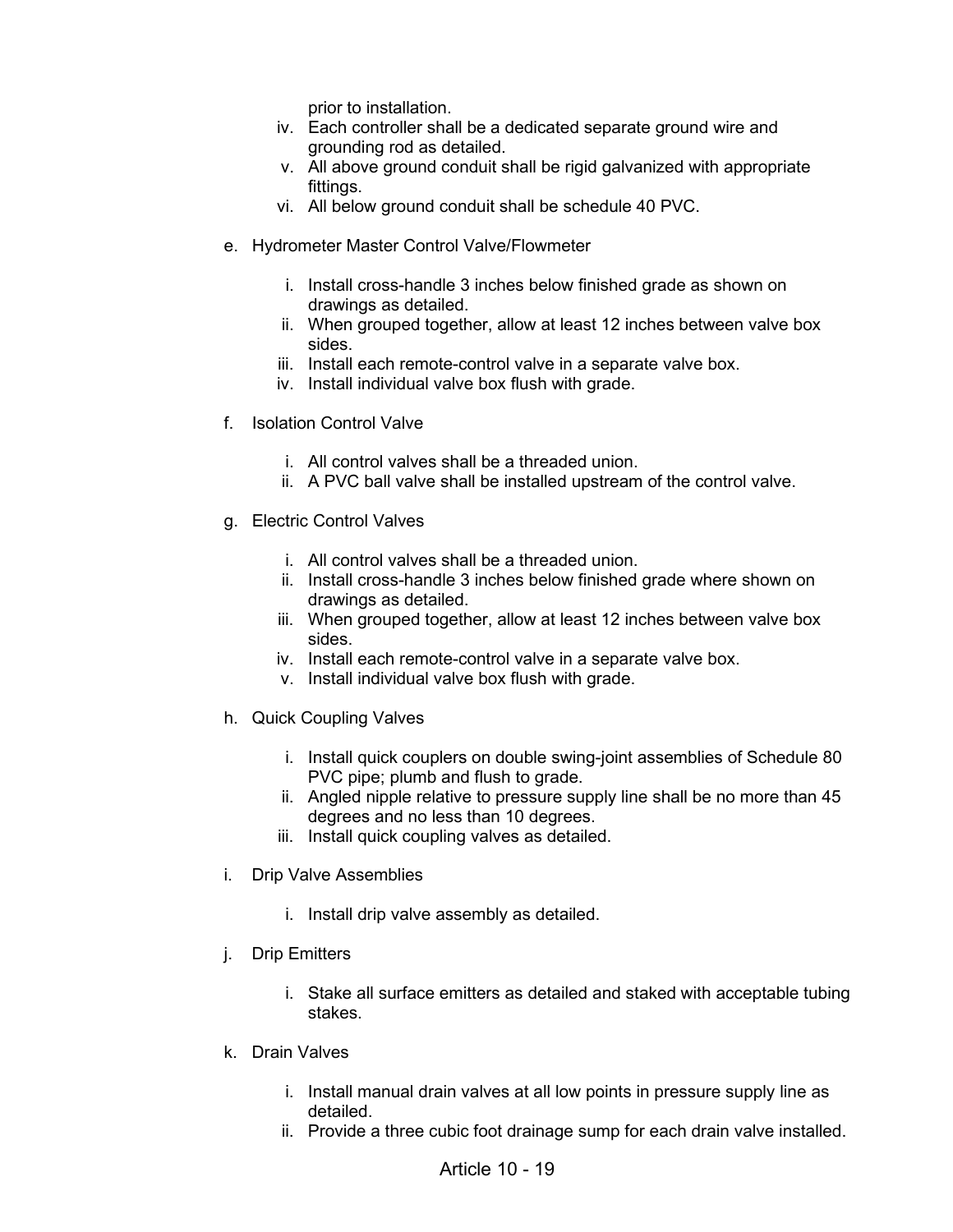prior to installation.

iv. Each controller shall be a dedicated separate ground wire and grounding rod as detailed.
v. All above ground conduit shall be rigid galvanized with appropriate fittings.
vi. All below ground conduit shall be schedule 40 PVC.

e. Hydrometer Master Control Valve/Flowmeter

   i. Install cross-handle 3 inches below finished grade as shown on drawings as detailed.
   ii. When grouped together, allow at least 12 inches between valve box sides.
   iii. Install each remote-control valve in a separate valve box.
   iv. Install individual valve box flush with grade.

f. Isolation Control Valve

   i. All control valves shall be a threaded union.
   ii. A PVC ball valve shall be installed upstream of the control valve.

g. Electric Control Valves

   i. All control valves shall be a threaded union.
   ii. Install cross-handle 3 inches below finished grade where shown on drawings as detailed.
   iii. When grouped together, allow at least 12 inches between valve box sides.
   iv. Install each remote-control valve in a separate valve box.
   v. Install individual valve box flush with grade.

h. Quick Coupling Valves

   i. Install quick couplers on double swing-joint assemblies of Schedule 80 PVC pipe; plumb and flush to grade.
   ii. Angled nipple relative to pressure supply line shall be no more than 45 degrees and no less than 10 degrees.
   iii. Install quick coupling valves as detailed.

i. Drip Valve Assemblies

   i. Install drip valve assembly as detailed.

j. Drip Emitters

   i. Stake all surface emitters as detailed and staked with acceptable tubing stakes.

k. Drain Valves

   i. Install manual drain valves at all low points in pressure supply line as detailed.
   ii. Provide a three cubic foot drainage sump for each drain valve installed.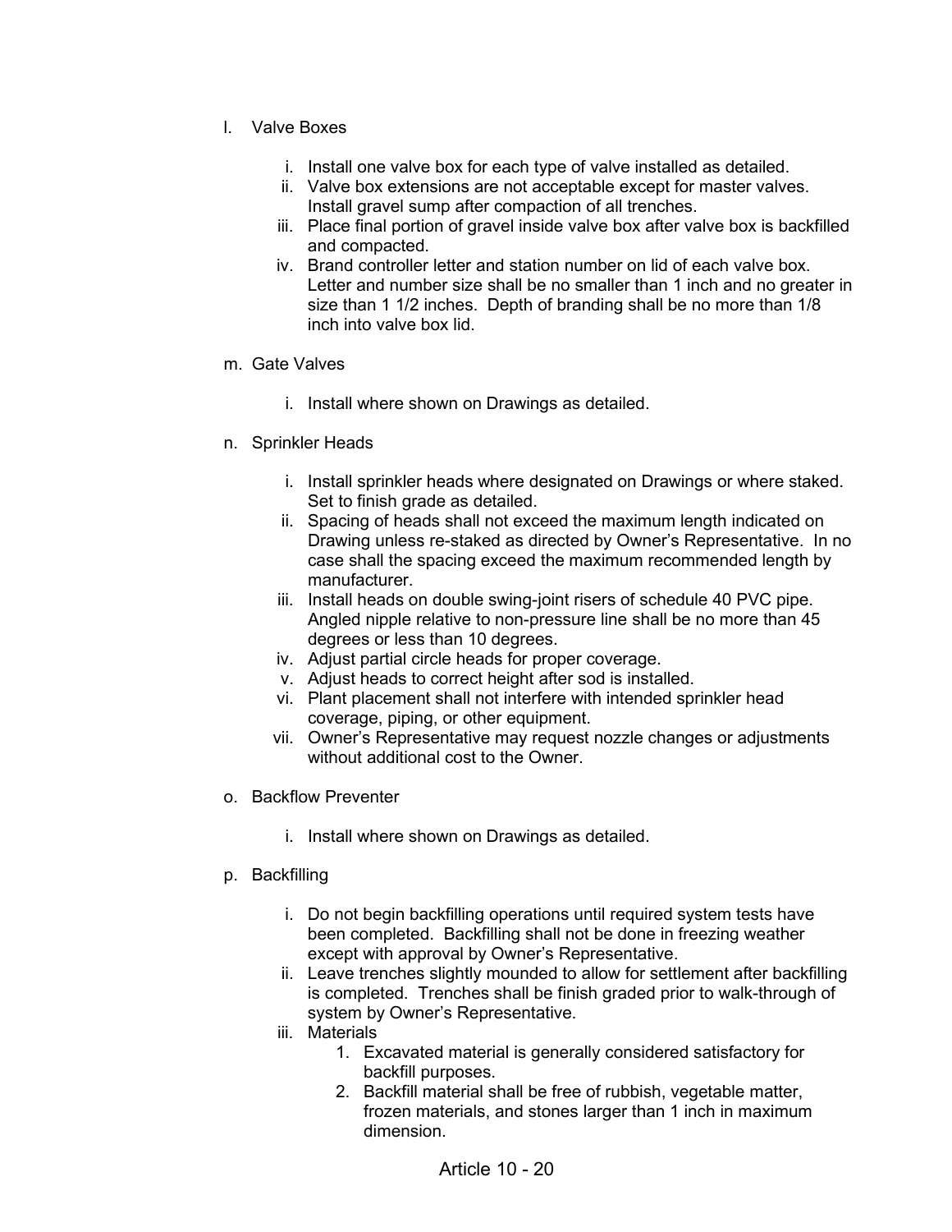l. Valve Boxes

   i. Install one valve box for each type of valve installed as detailed.
   ii. Valve box extensions are not acceptable except for master valves. Install gravel sump after compaction of all trenches.
   iii. Place final portion of gravel inside valve box after valve box is backfilled and compacted.
   iv. Brand controller letter and station number on lid of each valve box. Letter and number size shall be no smaller than 1 inch and no greater in size than 1 1/2 inches. Depth of branding shall be no more than 1/8 inch into valve box lid.

m. Gate Valves

   i. Install where shown on Drawings as detailed.

n. Sprinkler Heads

   i. Install sprinkler heads where designated on Drawings or where staked. Set to finish grade as detailed.
   ii. Spacing of heads shall not exceed the maximum length indicated on Drawing unless re-staked as directed by Owner's Representative. In no case shall the spacing exceed the maximum recommended length by manufacturer.
   iii. Install heads on double swing-joint risers of schedule 40 PVC pipe. Angled nipple relative to non-pressure line shall be no more than 45 degrees or less than 10 degrees.
   iv. Adjust partial circle heads for proper coverage.
   v. Adjust heads to correct height after sod is installed.
   vi. Plant placement shall not interfere with intended sprinkler head coverage, piping, or other equipment.
   vii. Owner's Representative may request nozzle changes or adjustments without additional cost to the Owner.

o. Backflow Preventer

   i. Install where shown on Drawings as detailed.

p. Backfilling

   i. Do not begin backfilling operations until required system tests have been completed. Backfilling shall not be done in freezing weather except with approval by Owner's Representative.
   ii. Leave trenches slightly mounded to allow for settlement after backfilling is completed. Trenches shall be finish graded prior to walk-through of system by Owner's Representative.
   iii. Materials
      1. Excavated material is generally considered satisfactory for backfill purposes.
      2. Backfill material shall be free of rubbish, vegetable matter, frozen materials, and stones larger than 1 inch in maximum dimension.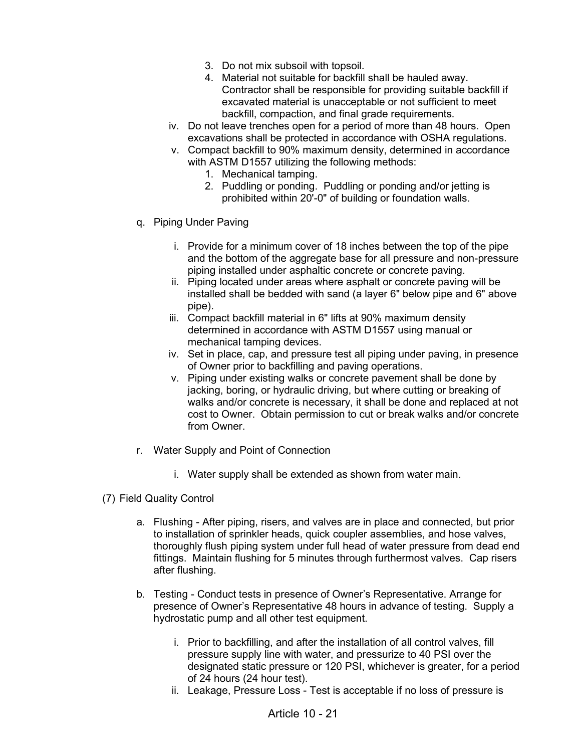3. Do not mix subsoil with topsoil.
4. Material not suitable for backfill shall be hauled away. Contractor shall be responsible for providing suitable backfill if excavated material is unacceptable or not sufficient to meet backfill, compaction, and final grade requirements.

iv. Do not leave trenches open for a period of more than 48 hours. Open excavations shall be protected in accordance with OSHA regulations.

v. Compact backfill to 90% maximum density, determined in accordance with ASTM D1557 utilizing the following methods:
   1. Mechanical tamping.
   2. Puddling or ponding. Puddling or ponding and/or jetting is prohibited within 20'-0" of building or foundation walls.

q. Piping Under Paving

i. Provide for a minimum cover of 18 inches between the top of the pipe and the bottom of the aggregate base for all pressure and non-pressure piping installed under asphaltic concrete or concrete paving.

ii. Piping located under areas where asphalt or concrete paving will be installed shall be bedded with sand (a layer 6" below pipe and 6" above pipe).

iii. Compact backfill material in 6" lifts at 90% maximum density determined in accordance with ASTM D1557 using manual or mechanical tamping devices.

iv. Set in place, cap, and pressure test all piping under paving, in presence of Owner prior to backfilling and paving operations.

v. Piping under existing walks or concrete pavement shall be done by jacking, boring, or hydraulic driving, but where cutting or breaking of walks and/or concrete is necessary, it shall be done and replaced at not cost to Owner. Obtain permission to cut or break walks and/or concrete from Owner.

r. Water Supply and Point of Connection

i. Water supply shall be extended as shown from water main.

(7) Field Quality Control

a. Flushing - After piping, risers, and valves are in place and connected, but prior to installation of sprinkler heads, quick coupler assemblies, and hose valves, thoroughly flush piping system under full head of water pressure from dead end fittings. Maintain flushing for 5 minutes through furthermost valves. Cap risers after flushing.

b. Testing - Conduct tests in presence of Owner's Representative. Arrange for presence of Owner's Representative 48 hours in advance of testing. Supply a hydrostatic pump and all other test equipment.

i. Prior to backfilling, and after the installation of all control valves, fill pressure supply line with water, and pressurize to 40 PSI over the designated static pressure or 120 PSI, whichever is greater, for a period of 24 hours (24 hour test).

ii. Leakage, Pressure Loss - Test is acceptable if no loss of pressure is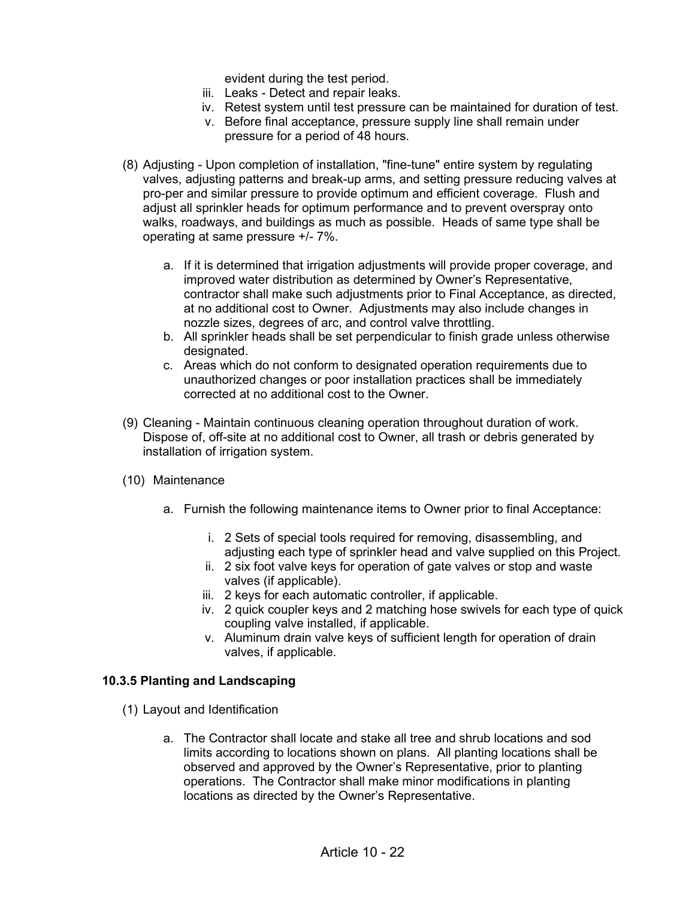evident during the test period.

iii. Leaks - Detect and repair leaks.
iv. Retest system until test pressure can be maintained for duration of test.
v. Before final acceptance, pressure supply line shall remain under pressure for a period of 48 hours.

(8) Adjusting - Upon completion of installation, "fine-tune" entire system by regulating valves, adjusting patterns and break-up arms, and setting pressure reducing valves at pro-per and similar pressure to provide optimum and efficient coverage. Flush and adjust all sprinkler heads for optimum performance and to prevent overspray onto walks, roadways, and buildings as much as possible. Heads of same type shall be operating at same pressure +/- 7%.

a. If it is determined that irrigation adjustments will provide proper coverage, and improved water distribution as determined by Owner's Representative, contractor shall make such adjustments prior to Final Acceptance, as directed, at no additional cost to Owner. Adjustments may also include changes in nozzle sizes, degrees of arc, and control valve throttling.
b. All sprinkler heads shall be set perpendicular to finish grade unless otherwise designated.
c. Areas which do not conform to designated operation requirements due to unauthorized changes or poor installation practices shall be immediately corrected at no additional cost to the Owner.

(9) Cleaning - Maintain continuous cleaning operation throughout duration of work. Dispose of, off-site at no additional cost to Owner, all trash or debris generated by installation of irrigation system.

(10) Maintenance

a. Furnish the following maintenance items to Owner prior to final Acceptance:

i. 2 Sets of special tools required for removing, disassembling, and adjusting each type of sprinkler head and valve supplied on this Project.
ii. 2 six foot valve keys for operation of gate valves or stop and waste valves (if applicable).
iii. 2 keys for each automatic controller, if applicable.
iv. 2 quick coupler keys and 2 matching hose swivels for each type of quick coupling valve installed, if applicable.
v. Aluminum drain valve keys of sufficient length for operation of drain valves, if applicable.

### 10.3.5 Planting and Landscaping

(1) Layout and Identification

a. The Contractor shall locate and stake all tree and shrub locations and sod limits according to locations shown on plans. All planting locations shall be observed and approved by the Owner's Representative, prior to planting operations. The Contractor shall make minor modifications in planting locations as directed by the Owner's Representative.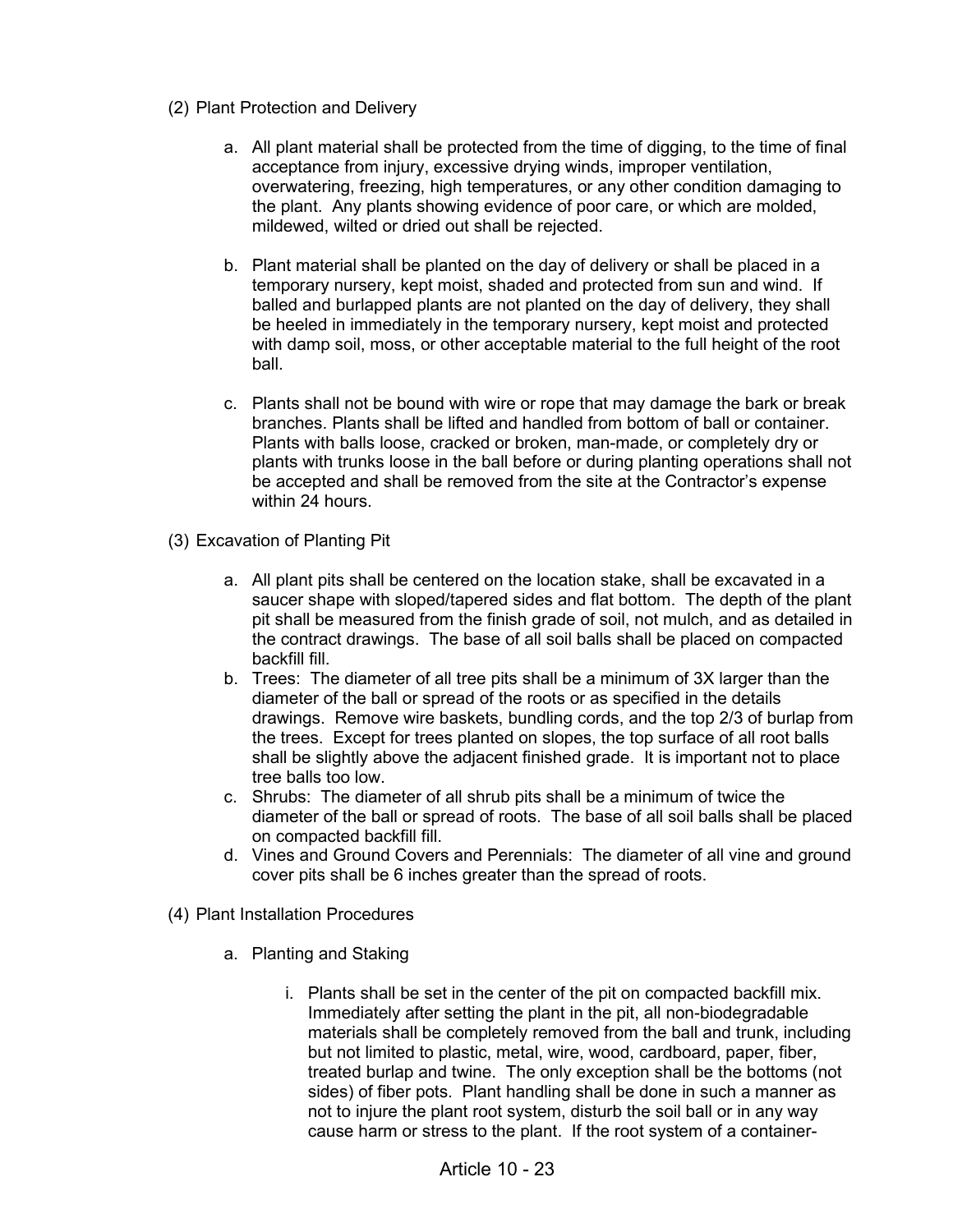(2) Plant Protection and Delivery

a. All plant material shall be protected from the time of digging, to the time of final acceptance from injury, excessive drying winds, improper ventilation, overwatering, freezing, high temperatures, or any other condition damaging to the plant. Any plants showing evidence of poor care, or which are molded, mildewed, wilted or dried out shall be rejected.

b. Plant material shall be planted on the day of delivery or shall be placed in a temporary nursery, kept moist, shaded and protected from sun and wind. If balled and burlapped plants are not planted on the day of delivery, they shall be heeled in immediately in the temporary nursery, kept moist and protected with damp soil, moss, or other acceptable material to the full height of the root ball.

c. Plants shall not be bound with wire or rope that may damage the bark or break branches. Plants shall be lifted and handled from bottom of ball or container. Plants with balls loose, cracked or broken, man-made, or completely dry or plants with trunks loose in the ball before or during planting operations shall not be accepted and shall be removed from the site at the Contractor's expense within 24 hours.

(3) Excavation of Planting Pit

a. All plant pits shall be centered on the location stake, shall be excavated in a saucer shape with sloped/tapered sides and flat bottom. The depth of the plant pit shall be measured from the finish grade of soil, not mulch, and as detailed in the contract drawings. The base of all soil balls shall be placed on compacted backfill fill.

b. Trees: The diameter of all tree pits shall be a minimum of 3X larger than the diameter of the ball or spread of the roots or as specified in the details drawings. Remove wire baskets, bundling cords, and the top 2/3 of burlap from the trees. Except for trees planted on slopes, the top surface of all root balls shall be slightly above the adjacent finished grade. It is important not to place tree balls too low.

c. Shrubs: The diameter of all shrub pits shall be a minimum of twice the diameter of the ball or spread of roots. The base of all soil balls shall be placed on compacted backfill fill.

d. Vines and Ground Covers and Perennials: The diameter of all vine and ground cover pits shall be 6 inches greater than the spread of roots.

(4) Plant Installation Procedures

a. Planting and Staking

i. Plants shall be set in the center of the pit on compacted backfill mix. Immediately after setting the plant in the pit, all non-biodegradable materials shall be completely removed from the ball and trunk, including but not limited to plastic, metal, wire, wood, cardboard, paper, fiber, treated burlap and twine. The only exception shall be the bottoms (not sides) of fiber pots. Plant handling shall be done in such a manner as not to injure the plant root system, disturb the soil ball or in any way cause harm or stress to the plant. If the root system of a container-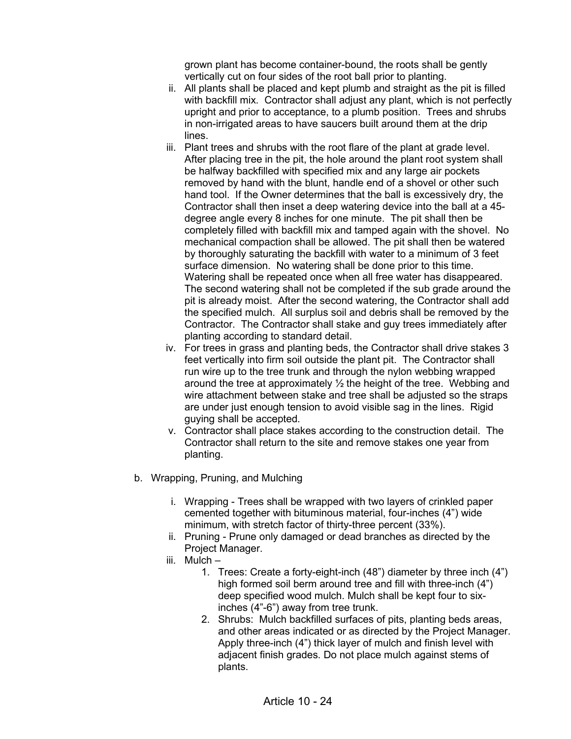grown plant has become container-bound, the roots shall be gently vertically cut on four sides of the root ball prior to planting.

ii. All plants shall be placed and kept plumb and straight as the pit is filled with backfill mix. Contractor shall adjust any plant, which is not perfectly upright and prior to acceptance, to a plumb position. Trees and shrubs in non-irrigated areas to have saucers built around them at the drip lines.

iii. Plant trees and shrubs with the root flare of the plant at grade level. After placing tree in the pit, the hole around the plant root system shall be halfway backfilled with specified mix and any large air pockets removed by hand with the blunt, handle end of a shovel or other such hand tool. If the Owner determines that the ball is excessively dry, the Contractor shall then inset a deep watering device into the ball at a 45-degree angle every 8 inches for one minute. The pit shall then be completely filled with backfill mix and tamped again with the shovel. No mechanical compaction shall be allowed. The pit shall then be watered by thoroughly saturating the backfill with water to a minimum of 3 feet surface dimension. No watering shall be done prior to this time. Watering shall be repeated once when all free water has disappeared. The second watering shall not be completed if the sub grade around the pit is already moist. After the second watering, the Contractor shall add the specified mulch. All surplus soil and debris shall be removed by the Contractor. The Contractor shall stake and guy trees immediately after planting according to standard detail.

iv. For trees in grass and planting beds, the Contractor shall drive stakes 3 feet vertically into firm soil outside the plant pit. The Contractor shall run wire up to the tree trunk and through the nylon webbing wrapped around the tree at approximately ½ the height of the tree. Webbing and wire attachment between stake and tree shall be adjusted so the straps are under just enough tension to avoid visible sag in the lines. Rigid guying shall be accepted.

v. Contractor shall place stakes according to the construction detail. The Contractor shall return to the site and remove stakes one year from planting.

b. Wrapping, Pruning, and Mulching

i. Wrapping - Trees shall be wrapped with two layers of crinkled paper cemented together with bituminous material, four-inches (4") wide minimum, with stretch factor of thirty-three percent (33%).

ii. Pruning - Prune only damaged or dead branches as directed by the Project Manager.

iii. Mulch –

1. Trees: Create a forty-eight-inch (48") diameter by three inch (4") high formed soil berm around tree and fill with three-inch (4") deep specified wood mulch. Mulch shall be kept four to six-inches (4"-6") away from tree trunk.
2. Shrubs: Mulch backfilled surfaces of pits, planting beds areas, and other areas indicated or as directed by the Project Manager. Apply three-inch (4") thick layer of mulch and finish level with adjacent finish grades. Do not place mulch against stems of plants.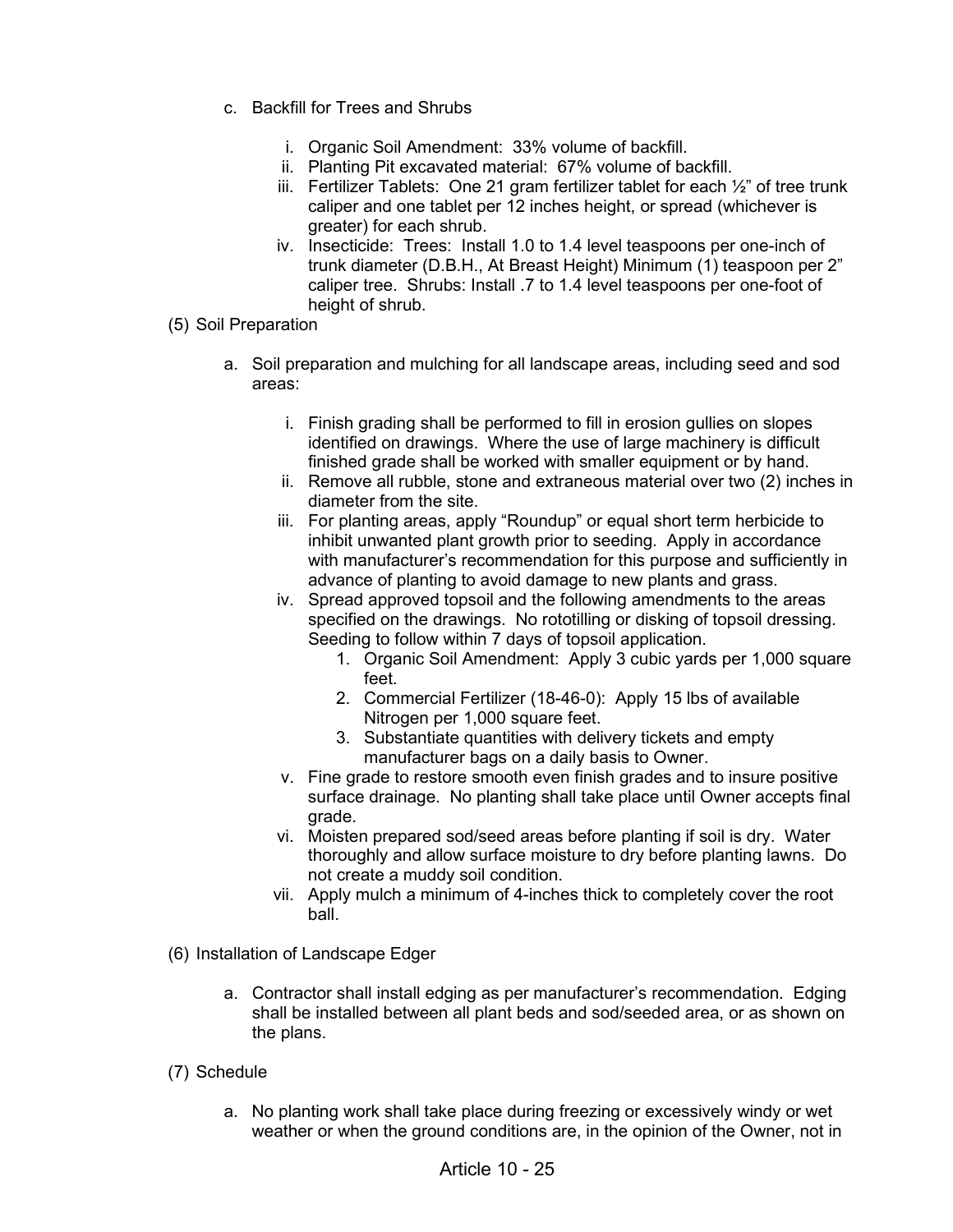c. Backfill for Trees and Shrubs

   i. Organic Soil Amendment: 33% volume of backfill.
   ii. Planting Pit excavated material: 67% volume of backfill.
   iii. Fertilizer Tablets: One 21 gram fertilizer tablet for each ½" of tree trunk caliper and one tablet per 12 inches height, or spread (whichever is greater) for each shrub.
   iv. Insecticide: Trees: Install 1.0 to 1.4 level teaspoons per one-inch of trunk diameter (D.B.H., At Breast Height) Minimum (1) teaspoon per 2" caliper tree. Shrubs: Install .7 to 1.4 level teaspoons per one-foot of height of shrub.

(5) Soil Preparation

a. Soil preparation and mulching for all landscape areas, including seed and sod areas:

   i. Finish grading shall be performed to fill in erosion gullies on slopes identified on drawings. Where the use of large machinery is difficult finished grade shall be worked with smaller equipment or by hand.
   ii. Remove all rubble, stone and extraneous material over two (2) inches in diameter from the site.
   iii. For planting areas, apply "Roundup" or equal short term herbicide to inhibit unwanted plant growth prior to seeding. Apply in accordance with manufacturer's recommendation for this purpose and sufficiently in advance of planting to avoid damage to new plants and grass.
   iv. Spread approved topsoil and the following amendments to the areas specified on the drawings. No rototilling or disking of topsoil dressing. Seeding to follow within 7 days of topsoil application.
      1. Organic Soil Amendment: Apply 3 cubic yards per 1,000 square feet.
      2. Commercial Fertilizer (18-46-0): Apply 15 lbs of available Nitrogen per 1,000 square feet.
      3. Substantiate quantities with delivery tickets and empty manufacturer bags on a daily basis to Owner.
   v. Fine grade to restore smooth even finish grades and to insure positive surface drainage. No planting shall take place until Owner accepts final grade.
   vi. Moisten prepared sod/seed areas before planting if soil is dry. Water thoroughly and allow surface moisture to dry before planting lawns. Do not create a muddy soil condition.
   vii. Apply mulch a minimum of 4-inches thick to completely cover the root ball.

(6) Installation of Landscape Edger

a. Contractor shall install edging as per manufacturer's recommendation. Edging shall be installed between all plant beds and sod/seeded area, or as shown on the plans.

(7) Schedule

a. No planting work shall take place during freezing or excessively windy or wet weather or when the ground conditions are, in the opinion of the Owner, not in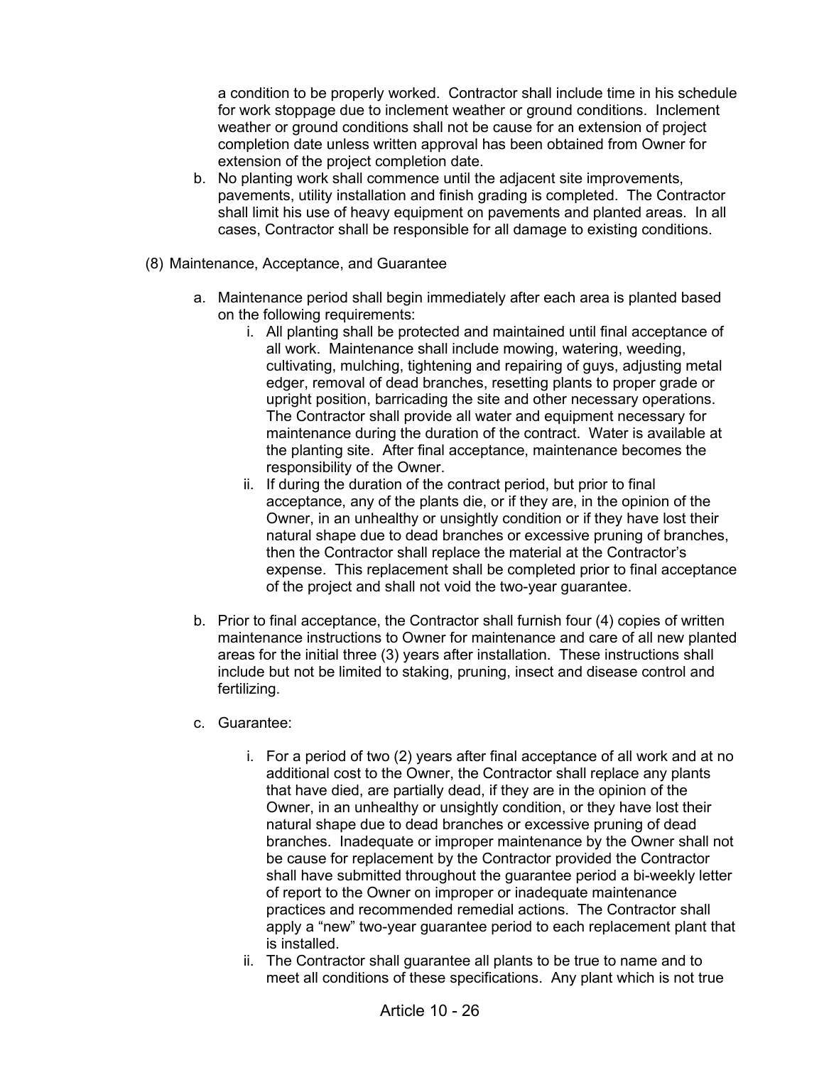a condition to be properly worked. Contractor shall include time in his schedule for work stoppage due to inclement weather or ground conditions. Inclement weather or ground conditions shall not be cause for an extension of project completion date unless written approval has been obtained from Owner for extension of the project completion date.

b. No planting work shall commence until the adjacent site improvements, pavements, utility installation and finish grading is completed. The Contractor shall limit his use of heavy equipment on pavements and planted areas. In all cases, Contractor shall be responsible for all damage to existing conditions.

(8) Maintenance, Acceptance, and Guarantee

a. Maintenance period shall begin immediately after each area is planted based on the following requirements:
   i. All planting shall be protected and maintained until final acceptance of all work. Maintenance shall include mowing, watering, weeding, cultivating, mulching, tightening and repairing of guys, adjusting metal edger, removal of dead branches, resetting plants to proper grade or upright position, barricading the site and other necessary operations. The Contractor shall provide all water and equipment necessary for maintenance during the duration of the contract. Water is available at the planting site. After final acceptance, maintenance becomes the responsibility of the Owner.
   ii. If during the duration of the contract period, but prior to final acceptance, any of the plants die, or if they are, in the opinion of the Owner, in an unhealthy or unsightly condition or if they have lost their natural shape due to dead branches or excessive pruning of branches, then the Contractor shall replace the material at the Contractor's expense. This replacement shall be completed prior to final acceptance of the project and shall not void the two-year guarantee.

b. Prior to final acceptance, the Contractor shall furnish four (4) copies of written maintenance instructions to Owner for maintenance and care of all new planted areas for the initial three (3) years after installation. These instructions shall include but not be limited to staking, pruning, insect and disease control and fertilizing.

c. Guarantee:

   i. For a period of two (2) years after final acceptance of all work and at no additional cost to the Owner, the Contractor shall replace any plants that have died, are partially dead, if they are in the opinion of the Owner, in an unhealthy or unsightly condition, or they have lost their natural shape due to dead branches or excessive pruning of dead branches. Inadequate or improper maintenance by the Owner shall not be cause for replacement by the Contractor provided the Contractor shall have submitted throughout the guarantee period a bi-weekly letter of report to the Owner on improper or inadequate maintenance practices and recommended remedial actions. The Contractor shall apply a "new" two-year guarantee period to each replacement plant that is installed.
   ii. The Contractor shall guarantee all plants to be true to name and to meet all conditions of these specifications. Any plant which is not true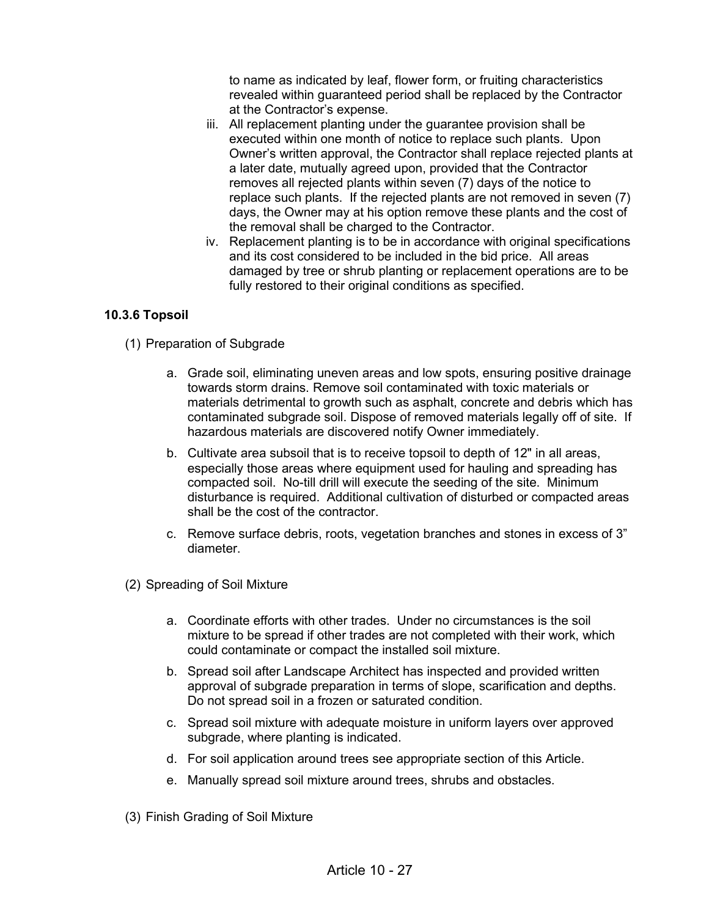to name as indicated by leaf, flower form, or fruiting characteristics revealed within guaranteed period shall be replaced by the Contractor at the Contractor's expense.

iii. All replacement planting under the guarantee provision shall be executed within one month of notice to replace such plants. Upon Owner's written approval, the Contractor shall replace rejected plants at a later date, mutually agreed upon, provided that the Contractor removes all rejected plants within seven (7) days of the notice to replace such plants. If the rejected plants are not removed in seven (7) days, the Owner may at his option remove these plants and the cost of the removal shall be charged to the Contractor.

iv. Replacement planting is to be in accordance with original specifications and its cost considered to be included in the bid price. All areas damaged by tree or shrub planting or replacement operations are to be fully restored to their original conditions as specified.

### 10.3.6 Topsoil

(1) Preparation of Subgrade

a. Grade soil, eliminating uneven areas and low spots, ensuring positive drainage towards storm drains. Remove soil contaminated with toxic materials or materials detrimental to growth such as asphalt, concrete and debris which has contaminated subgrade soil. Dispose of removed materials legally off of site. If hazardous materials are discovered notify Owner immediately.

b. Cultivate area subsoil that is to receive topsoil to depth of 12" in all areas, especially those areas where equipment used for hauling and spreading has compacted soil. No-till drill will execute the seeding of the site. Minimum disturbance is required. Additional cultivation of disturbed or compacted areas shall be the cost of the contractor.

c. Remove surface debris, roots, vegetation branches and stones in excess of 3" diameter.

(2) Spreading of Soil Mixture

a. Coordinate efforts with other trades. Under no circumstances is the soil mixture to be spread if other trades are not completed with their work, which could contaminate or compact the installed soil mixture.

b. Spread soil after Landscape Architect has inspected and provided written approval of subgrade preparation in terms of slope, scarification and depths. Do not spread soil in a frozen or saturated condition.

c. Spread soil mixture with adequate moisture in uniform layers over approved subgrade, where planting is indicated.

d. For soil application around trees see appropriate section of this Article.

e. Manually spread soil mixture around trees, shrubs and obstacles.

(3) Finish Grading of Soil Mixture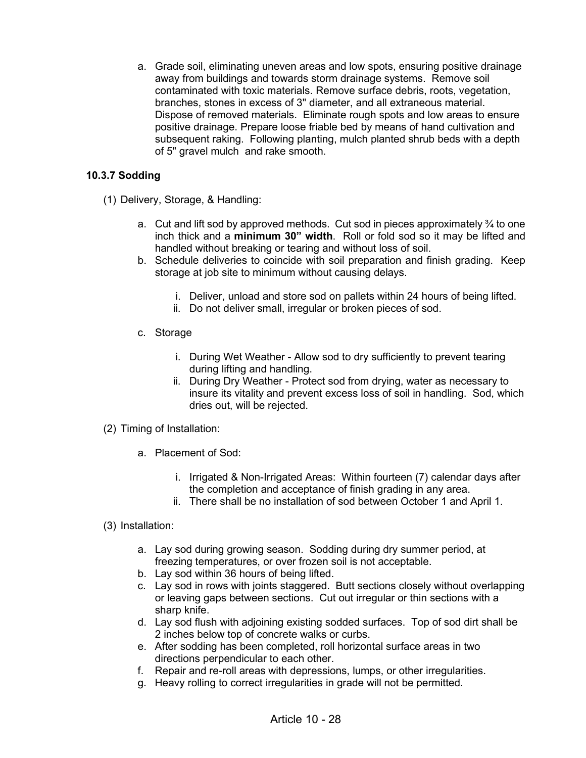a. Grade soil, eliminating uneven areas and low spots, ensuring positive drainage away from buildings and towards storm drainage systems. Remove soil contaminated with toxic materials. Remove surface debris, roots, vegetation, branches, stones in excess of 3" diameter, and all extraneous material. Dispose of removed materials. Eliminate rough spots and low areas to ensure positive drainage. Prepare loose friable bed by means of hand cultivation and subsequent raking. Following planting, mulch planted shrub beds with a depth of 5" gravel mulch and rake smooth.

### 10.3.7 Sodding

(1) Delivery, Storage, & Handling:

a. Cut and lift sod by approved methods. Cut sod in pieces approximately ¾ to one inch thick and a **minimum 30" width**. Roll or fold sod so it may be lifted and handled without breaking or tearing and without loss of soil.

b. Schedule deliveries to coincide with soil preparation and finish grading. Keep storage at job site to minimum without causing delays.

   i. Deliver, unload and store sod on pallets within 24 hours of being lifted.
   
   ii. Do not deliver small, irregular or broken pieces of sod.

c. Storage

   i. During Wet Weather - Allow sod to dry sufficiently to prevent tearing during lifting and handling.
   
   ii. During Dry Weather - Protect sod from drying, water as necessary to insure its vitality and prevent excess loss of soil in handling. Sod, which dries out, will be rejected.

(2) Timing of Installation:

a. Placement of Sod:

   i. Irrigated & Non-Irrigated Areas: Within fourteen (7) calendar days after the completion and acceptance of finish grading in any area.
   
   ii. There shall be no installation of sod between October 1 and April 1.

(3) Installation:

a. Lay sod during growing season. Sodding during dry summer period, at freezing temperatures, or over frozen soil is not acceptable.

b. Lay sod within 36 hours of being lifted.

c. Lay sod in rows with joints staggered. Butt sections closely without overlapping or leaving gaps between sections. Cut out irregular or thin sections with a sharp knife.

d. Lay sod flush with adjoining existing sodded surfaces. Top of sod dirt shall be 2 inches below top of concrete walks or curbs.

e. After sodding has been completed, roll horizontal surface areas in two directions perpendicular to each other.

f. Repair and re-roll areas with depressions, lumps, or other irregularities.

g. Heavy rolling to correct irregularities in grade will not be permitted.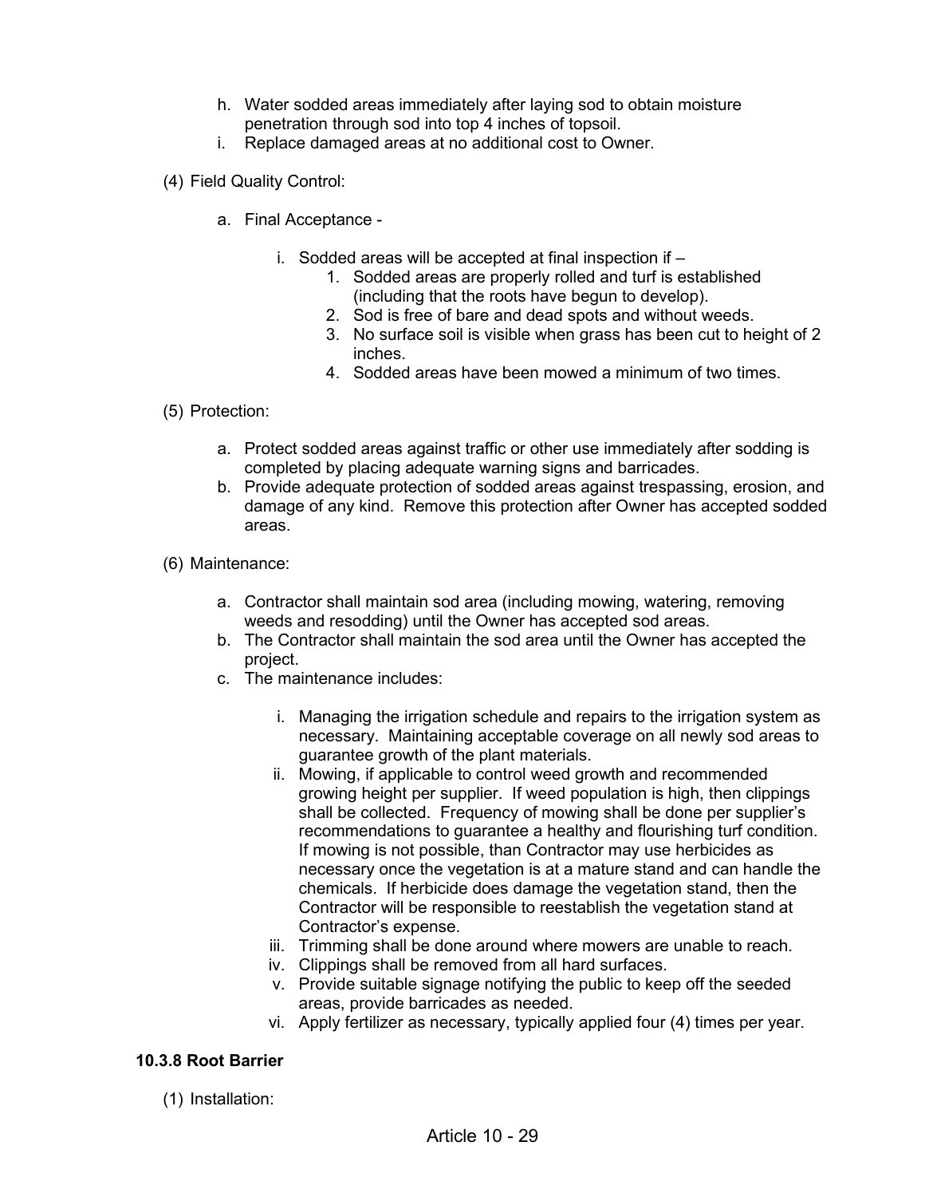h. Water sodded areas immediately after laying sod to obtain moisture penetration through sod into top 4 inches of topsoil.
i. Replace damaged areas at no additional cost to Owner.

(4) Field Quality Control:

a. Final Acceptance -

i. Sodded areas will be accepted at final inspection if –
1. Sodded areas are properly rolled and turf is established (including that the roots have begun to develop).
2. Sod is free of bare and dead spots and without weeds.
3. No surface soil is visible when grass has been cut to height of 2 inches.
4. Sodded areas have been mowed a minimum of two times.

(5) Protection:

a. Protect sodded areas against traffic or other use immediately after sodding is completed by placing adequate warning signs and barricades.
b. Provide adequate protection of sodded areas against trespassing, erosion, and damage of any kind. Remove this protection after Owner has accepted sodded areas.

(6) Maintenance:

a. Contractor shall maintain sod area (including mowing, watering, removing weeds and resodding) until the Owner has accepted sod areas.
b. The Contractor shall maintain the sod area until the Owner has accepted the project.
c. The maintenance includes:

i. Managing the irrigation schedule and repairs to the irrigation system as necessary. Maintaining acceptable coverage on all newly sod areas to guarantee growth of the plant materials.
ii. Mowing, if applicable to control weed growth and recommended growing height per supplier. If weed population is high, then clippings shall be collected. Frequency of mowing shall be done per supplier's recommendations to guarantee a healthy and flourishing turf condition. If mowing is not possible, than Contractor may use herbicides as necessary once the vegetation is at a mature stand and can handle the chemicals. If herbicide does damage the vegetation stand, then the Contractor will be responsible to reestablish the vegetation stand at Contractor's expense.
iii. Trimming shall be done around where mowers are unable to reach.
iv. Clippings shall be removed from all hard surfaces.
v. Provide suitable signage notifying the public to keep off the seeded areas, provide barricades as needed.
vi. Apply fertilizer as necessary, typically applied four (4) times per year.

### 10.3.8 Root Barrier

(1) Installation: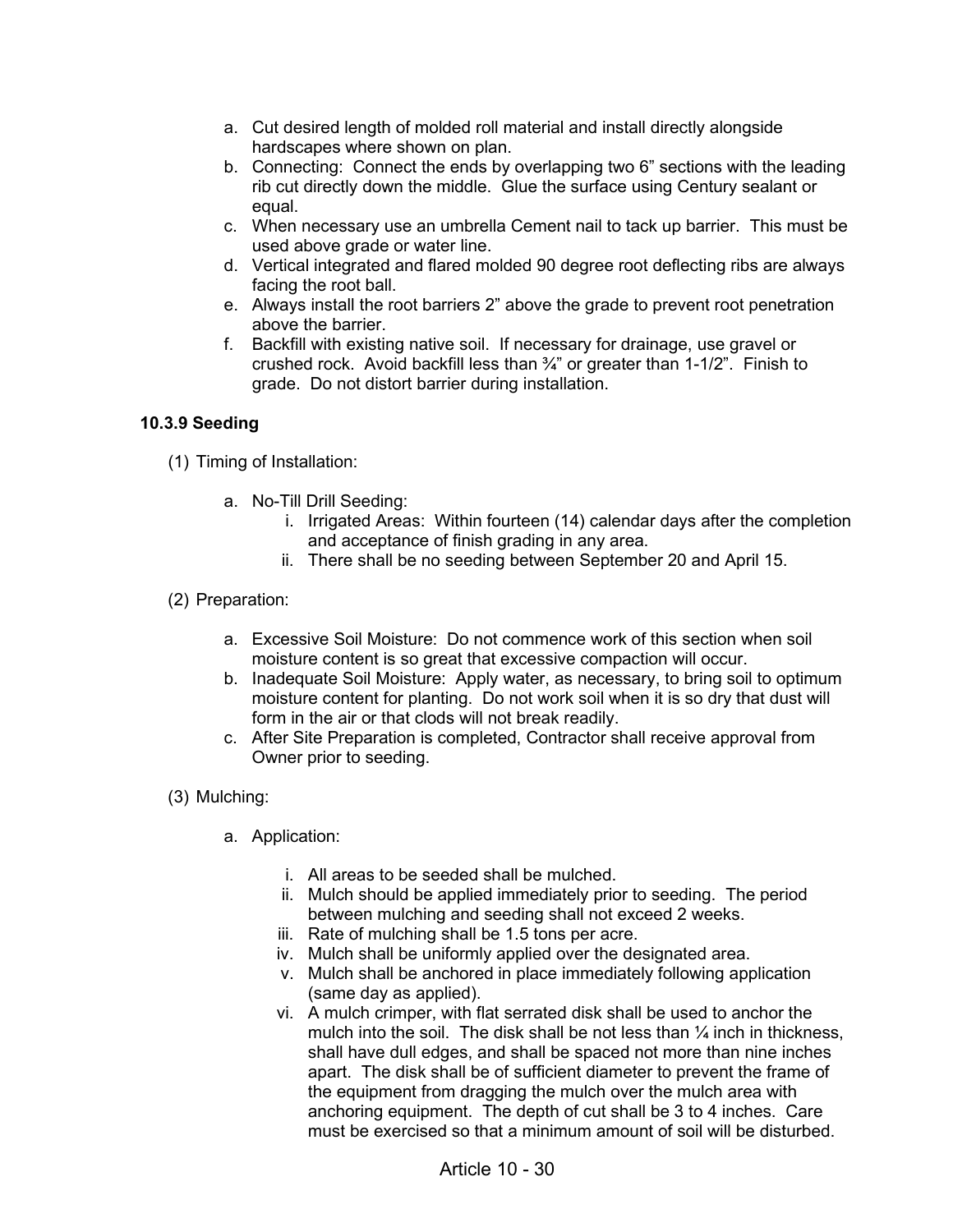a. Cut desired length of molded roll material and install directly alongside hardscapes where shown on plan.
b. Connecting: Connect the ends by overlapping two 6” sections with the leading rib cut directly down the middle. Glue the surface using Century sealant or equal.
c. When necessary use an umbrella Cement nail to tack up barrier. This must be used above grade or water line.
d. Vertical integrated and flared molded 90 degree root deflecting ribs are always facing the root ball.
e. Always install the root barriers 2” above the grade to prevent root penetration above the barrier.
f. Backfill with existing native soil. If necessary for drainage, use gravel or crushed rock. Avoid backfill less than ¾” or greater than 1-1/2”. Finish to grade. Do not distort barrier during installation.

### 10.3.9 Seeding

(1) Timing of Installation:

a. No-Till Drill Seeding:
   i. Irrigated Areas: Within fourteen (14) calendar days after the completion and acceptance of finish grading in any area.
   ii. There shall be no seeding between September 20 and April 15.

(2) Preparation:

a. Excessive Soil Moisture: Do not commence work of this section when soil moisture content is so great that excessive compaction will occur.
b. Inadequate Soil Moisture: Apply water, as necessary, to bring soil to optimum moisture content for planting. Do not work soil when it is so dry that dust will form in the air or that clods will not break readily.
c. After Site Preparation is completed, Contractor shall receive approval from Owner prior to seeding.

(3) Mulching:

a. Application:

   i. All areas to be seeded shall be mulched.
   ii. Mulch should be applied immediately prior to seeding. The period between mulching and seeding shall not exceed 2 weeks.
   iii. Rate of mulching shall be 1.5 tons per acre.
   iv. Mulch shall be uniformly applied over the designated area.
   v. Mulch shall be anchored in place immediately following application (same day as applied).
   vi. A mulch crimper, with flat serrated disk shall be used to anchor the mulch into the soil. The disk shall be not less than ¼ inch in thickness, shall have dull edges, and shall be spaced not more than nine inches apart. The disk shall be of sufficient diameter to prevent the frame of the equipment from dragging the mulch over the mulch area with anchoring equipment. The depth of cut shall be 3 to 4 inches. Care must be exercised so that a minimum amount of soil will be disturbed.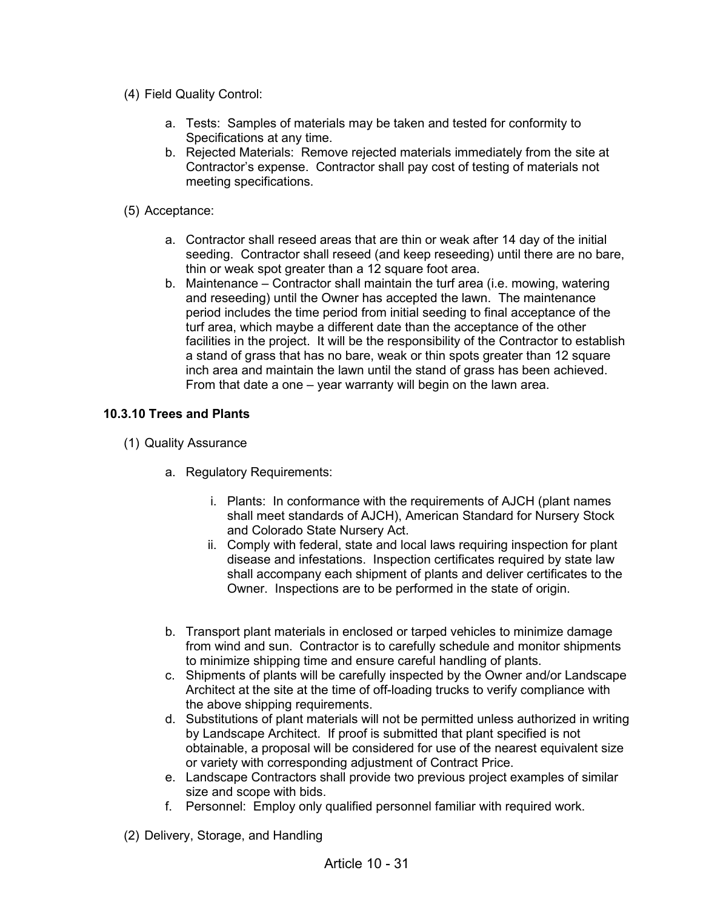(4) Field Quality Control:

a. Tests: Samples of materials may be taken and tested for conformity to Specifications at any time.
b. Rejected Materials: Remove rejected materials immediately from the site at Contractor's expense. Contractor shall pay cost of testing of materials not meeting specifications.

(5) Acceptance:

a. Contractor shall reseed areas that are thin or weak after 14 day of the initial seeding. Contractor shall reseed (and keep reseeding) until there are no bare, thin or weak spot greater than a 12 square foot area.
b. Maintenance – Contractor shall maintain the turf area (i.e. mowing, watering and reseeding) until the Owner has accepted the lawn. The maintenance period includes the time period from initial seeding to final acceptance of the turf area, which maybe a different date than the acceptance of the other facilities in the project. It will be the responsibility of the Contractor to establish a stand of grass that has no bare, weak or thin spots greater than 12 square inch area and maintain the lawn until the stand of grass has been achieved. From that date a one – year warranty will begin on the lawn area.

### 10.3.10 Trees and Plants

(1) Quality Assurance

a. Regulatory Requirements:

   i. Plants: In conformance with the requirements of AJCH (plant names shall meet standards of AJCH), American Standard for Nursery Stock and Colorado State Nursery Act.
   ii. Comply with federal, state and local laws requiring inspection for plant disease and infestations. Inspection certificates required by state law shall accompany each shipment of plants and deliver certificates to the Owner. Inspections are to be performed in the state of origin.

b. Transport plant materials in enclosed or tarped vehicles to minimize damage from wind and sun. Contractor is to carefully schedule and monitor shipments to minimize shipping time and ensure careful handling of plants.
c. Shipments of plants will be carefully inspected by the Owner and/or Landscape Architect at the site at the time of off-loading trucks to verify compliance with the above shipping requirements.
d. Substitutions of plant materials will not be permitted unless authorized in writing by Landscape Architect. If proof is submitted that plant specified is not obtainable, a proposal will be considered for use of the nearest equivalent size or variety with corresponding adjustment of Contract Price.
e. Landscape Contractors shall provide two previous project examples of similar size and scope with bids.
f. Personnel: Employ only qualified personnel familiar with required work.

(2) Delivery, Storage, and Handling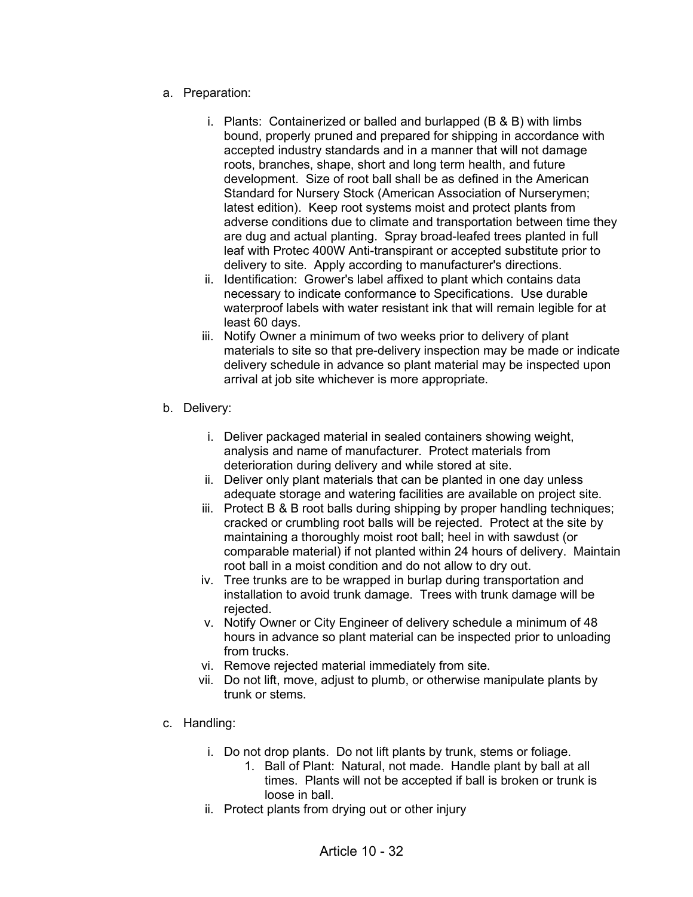a. Preparation:

   i. Plants: Containerized or balled and burlapped (B & B) with limbs bound, properly pruned and prepared for shipping in accordance with accepted industry standards and in a manner that will not damage roots, branches, shape, short and long term health, and future development. Size of root ball shall be as defined in the American Standard for Nursery Stock (American Association of Nurserymen; latest edition). Keep root systems moist and protect plants from adverse conditions due to climate and transportation between time they are dug and actual planting. Spray broad-leafed trees planted in full leaf with Protec 400W Anti-transpirant or accepted substitute prior to delivery to site. Apply according to manufacturer's directions.
   ii. Identification: Grower's label affixed to plant which contains data necessary to indicate conformance to Specifications. Use durable waterproof labels with water resistant ink that will remain legible for at least 60 days.
   iii. Notify Owner a minimum of two weeks prior to delivery of plant materials to site so that pre-delivery inspection may be made or indicate delivery schedule in advance so plant material may be inspected upon arrival at job site whichever is more appropriate.

b. Delivery:

   i. Deliver packaged material in sealed containers showing weight, analysis and name of manufacturer. Protect materials from deterioration during delivery and while stored at site.
   ii. Deliver only plant materials that can be planted in one day unless adequate storage and watering facilities are available on project site.
   iii. Protect B & B root balls during shipping by proper handling techniques; cracked or crumbling root balls will be rejected. Protect at the site by maintaining a thoroughly moist root ball; heel in with sawdust (or comparable material) if not planted within 24 hours of delivery. Maintain root ball in a moist condition and do not allow to dry out.
   iv. Tree trunks are to be wrapped in burlap during transportation and installation to avoid trunk damage. Trees with trunk damage will be rejected.
   v. Notify Owner or City Engineer of delivery schedule a minimum of 48 hours in advance so plant material can be inspected prior to unloading from trucks.
   vi. Remove rejected material immediately from site.
   vii. Do not lift, move, adjust to plumb, or otherwise manipulate plants by trunk or stems.

c. Handling:

   i. Do not drop plants. Do not lift plants by trunk, stems or foliage.
      1. Ball of Plant: Natural, not made. Handle plant by ball at all times. Plants will not be accepted if ball is broken or trunk is loose in ball.
   ii. Protect plants from drying out or other injury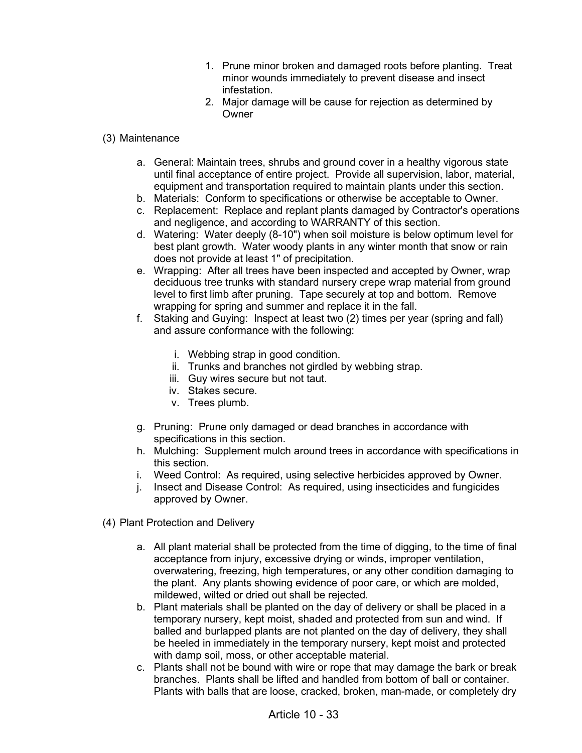1. Prune minor broken and damaged roots before planting. Treat minor wounds immediately to prevent disease and insect infestation.
2. Major damage will be cause for rejection as determined by Owner

(3) Maintenance

a. General: Maintain trees, shrubs and ground cover in a healthy vigorous state until final acceptance of entire project. Provide all supervision, labor, material, equipment and transportation required to maintain plants under this section.
b. Materials: Conform to specifications or otherwise be acceptable to Owner.
c. Replacement: Replace and replant plants damaged by Contractor's operations and negligence, and according to WARRANTY of this section.
d. Watering: Water deeply (8-10") when soil moisture is below optimum level for best plant growth. Water woody plants in any winter month that snow or rain does not provide at least 1" of precipitation.
e. Wrapping: After all trees have been inspected and accepted by Owner, wrap deciduous tree trunks with standard nursery crepe wrap material from ground level to first limb after pruning. Tape securely at top and bottom. Remove wrapping for spring and summer and replace it in the fall.
f. Staking and Guying: Inspect at least two (2) times per year (spring and fall) and assure conformance with the following:

    i. Webbing strap in good condition.
    ii. Trunks and branches not girdled by webbing strap.
    iii. Guy wires secure but not taut.
    iv. Stakes secure.
    v. Trees plumb.

g. Pruning: Prune only damaged or dead branches in accordance with specifications in this section.
h. Mulching: Supplement mulch around trees in accordance with specifications in this section.
i. Weed Control: As required, using selective herbicides approved by Owner.
j. Insect and Disease Control: As required, using insecticides and fungicides approved by Owner.

(4) Plant Protection and Delivery

a. All plant material shall be protected from the time of digging, to the time of final acceptance from injury, excessive drying or winds, improper ventilation, overwatering, freezing, high temperatures, or any other condition damaging to the plant. Any plants showing evidence of poor care, or which are molded, mildewed, wilted or dried out shall be rejected.
b. Plant materials shall be planted on the day of delivery or shall be placed in a temporary nursery, kept moist, shaded and protected from sun and wind. If balled and burlapped plants are not planted on the day of delivery, they shall be heeled in immediately in the temporary nursery, kept moist and protected with damp soil, moss, or other acceptable material.
c. Plants shall not be bound with wire or rope that may damage the bark or break branches. Plants shall be lifted and handled from bottom of ball or container. Plants with balls that are loose, cracked, broken, man-made, or completely dry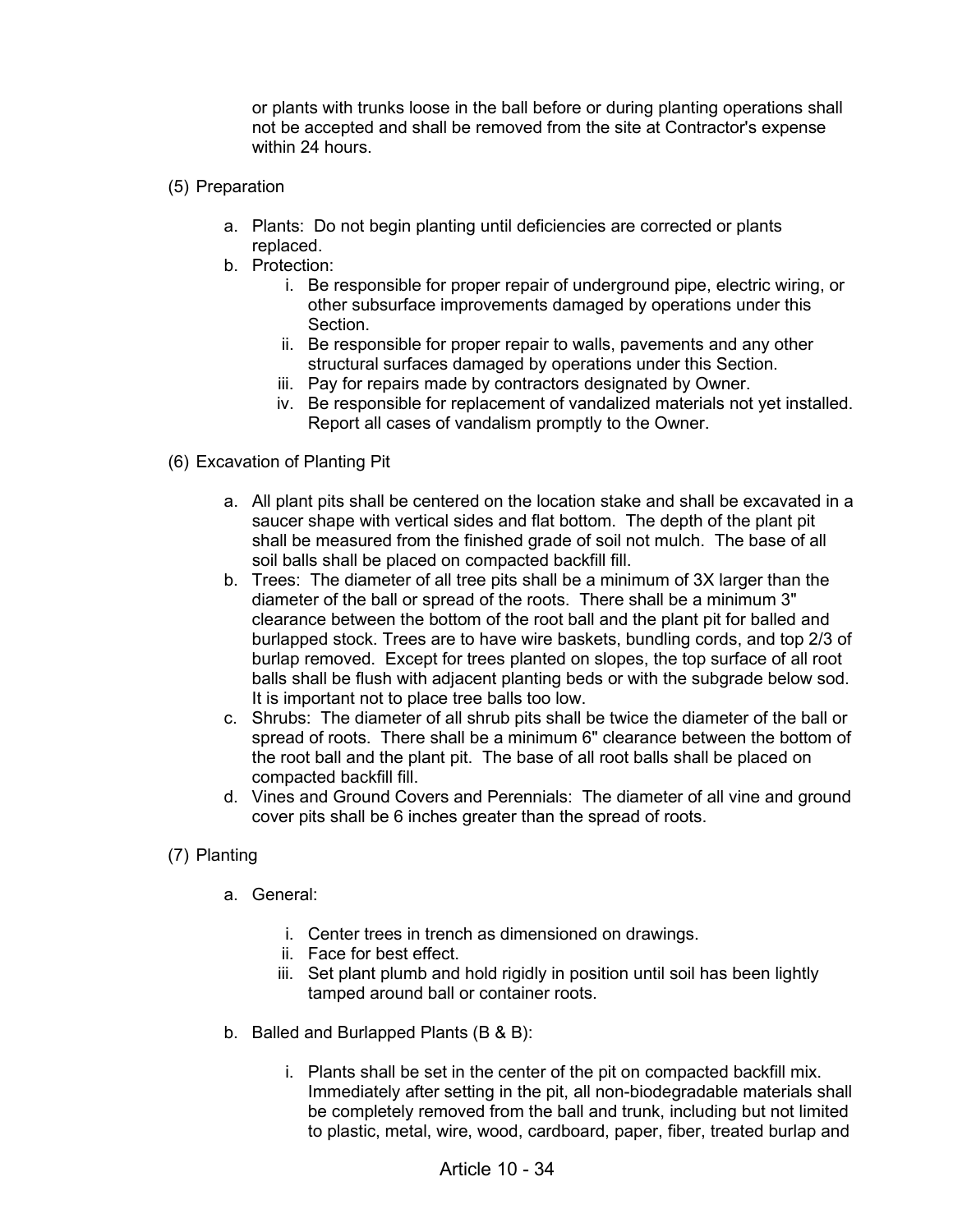or plants with trunks loose in the ball before or during planting operations shall not be accepted and shall be removed from the site at Contractor's expense within 24 hours.

(5) Preparation

a. Plants: Do not begin planting until deficiencies are corrected or plants replaced.
b. Protection:
    i. Be responsible for proper repair of underground pipe, electric wiring, or other subsurface improvements damaged by operations under this Section.
    ii. Be responsible for proper repair to walls, pavements and any other structural surfaces damaged by operations under this Section.
    iii. Pay for repairs made by contractors designated by Owner.
    iv. Be responsible for replacement of vandalized materials not yet installed. Report all cases of vandalism promptly to the Owner.

(6) Excavation of Planting Pit

a. All plant pits shall be centered on the location stake and shall be excavated in a saucer shape with vertical sides and flat bottom. The depth of the plant pit shall be measured from the finished grade of soil not mulch. The base of all soil balls shall be placed on compacted backfill fill.
b. Trees: The diameter of all tree pits shall be a minimum of 3X larger than the diameter of the ball or spread of the roots. There shall be a minimum 3" clearance between the bottom of the root ball and the plant pit for balled and burlapped stock. Trees are to have wire baskets, bundling cords, and top 2/3 of burlap removed. Except for trees planted on slopes, the top surface of all root balls shall be flush with adjacent planting beds or with the subgrade below sod. It is important not to place tree balls too low.
c. Shrubs: The diameter of all shrub pits shall be twice the diameter of the ball or spread of roots. There shall be a minimum 6" clearance between the bottom of the root ball and the plant pit. The base of all root balls shall be placed on compacted backfill fill.
d. Vines and Ground Covers and Perennials: The diameter of all vine and ground cover pits shall be 6 inches greater than the spread of roots.

(7) Planting

a. General:

    i. Center trees in trench as dimensioned on drawings.
    ii. Face for best effect.
    iii. Set plant plumb and hold rigidly in position until soil has been lightly tamped around ball or container roots.

b. Balled and Burlapped Plants (B & B):

    i. Plants shall be set in the center of the pit on compacted backfill mix. Immediately after setting in the pit, all non-biodegradable materials shall be completely removed from the ball and trunk, including but not limited to plastic, metal, wire, wood, cardboard, paper, fiber, treated burlap and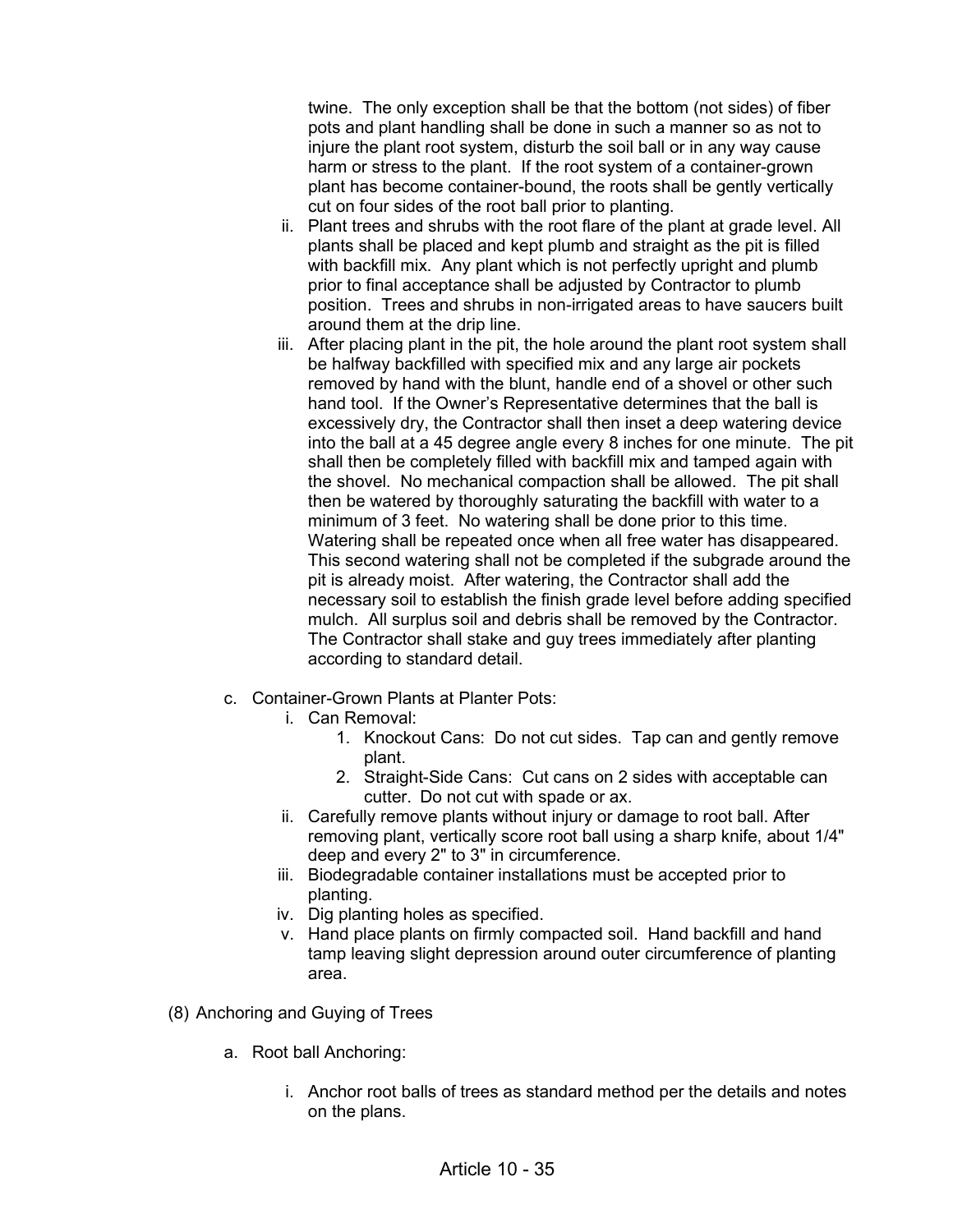twine. The only exception shall be that the bottom (not sides) of fiber pots and plant handling shall be done in such a manner so as not to injure the plant root system, disturb the soil ball or in any way cause harm or stress to the plant. If the root system of a container-grown plant has become container-bound, the roots shall be gently vertically cut on four sides of the root ball prior to planting.

ii. Plant trees and shrubs with the root flare of the plant at grade level. All plants shall be placed and kept plumb and straight as the pit is filled with backfill mix. Any plant which is not perfectly upright and plumb prior to final acceptance shall be adjusted by Contractor to plumb position. Trees and shrubs in non-irrigated areas to have saucers built around them at the drip line.

iii. After placing plant in the pit, the hole around the plant root system shall be halfway backfilled with specified mix and any large air pockets removed by hand with the blunt, handle end of a shovel or other such hand tool. If the Owner's Representative determines that the ball is excessively dry, the Contractor shall then inset a deep watering device into the ball at a 45 degree angle every 8 inches for one minute. The pit shall then be completely filled with backfill mix and tamped again with the shovel. No mechanical compaction shall be allowed. The pit shall then be watered by thoroughly saturating the backfill with water to a minimum of 3 feet. No watering shall be done prior to this time. Watering shall be repeated once when all free water has disappeared. This second watering shall not be completed if the subgrade around the pit is already moist. After watering, the Contractor shall add the necessary soil to establish the finish grade level before adding specified mulch. All surplus soil and debris shall be removed by the Contractor. The Contractor shall stake and guy trees immediately after planting according to standard detail.

c. Container-Grown Plants at Planter Pots:

i. Can Removal:

1. Knockout Cans: Do not cut sides. Tap can and gently remove plant.
2. Straight-Side Cans: Cut cans on 2 sides with acceptable can cutter. Do not cut with spade or ax.

ii. Carefully remove plants without injury or damage to root ball. After removing plant, vertically score root ball using a sharp knife, about 1/4" deep and every 2" to 3" in circumference.

iii. Biodegradable container installations must be accepted prior to planting.

iv. Dig planting holes as specified.

v. Hand place plants on firmly compacted soil. Hand backfill and hand tamp leaving slight depression around outer circumference of planting area.

(8) Anchoring and Guying of Trees

a. Root ball Anchoring:

i. Anchor root balls of trees as standard method per the details and notes on the plans.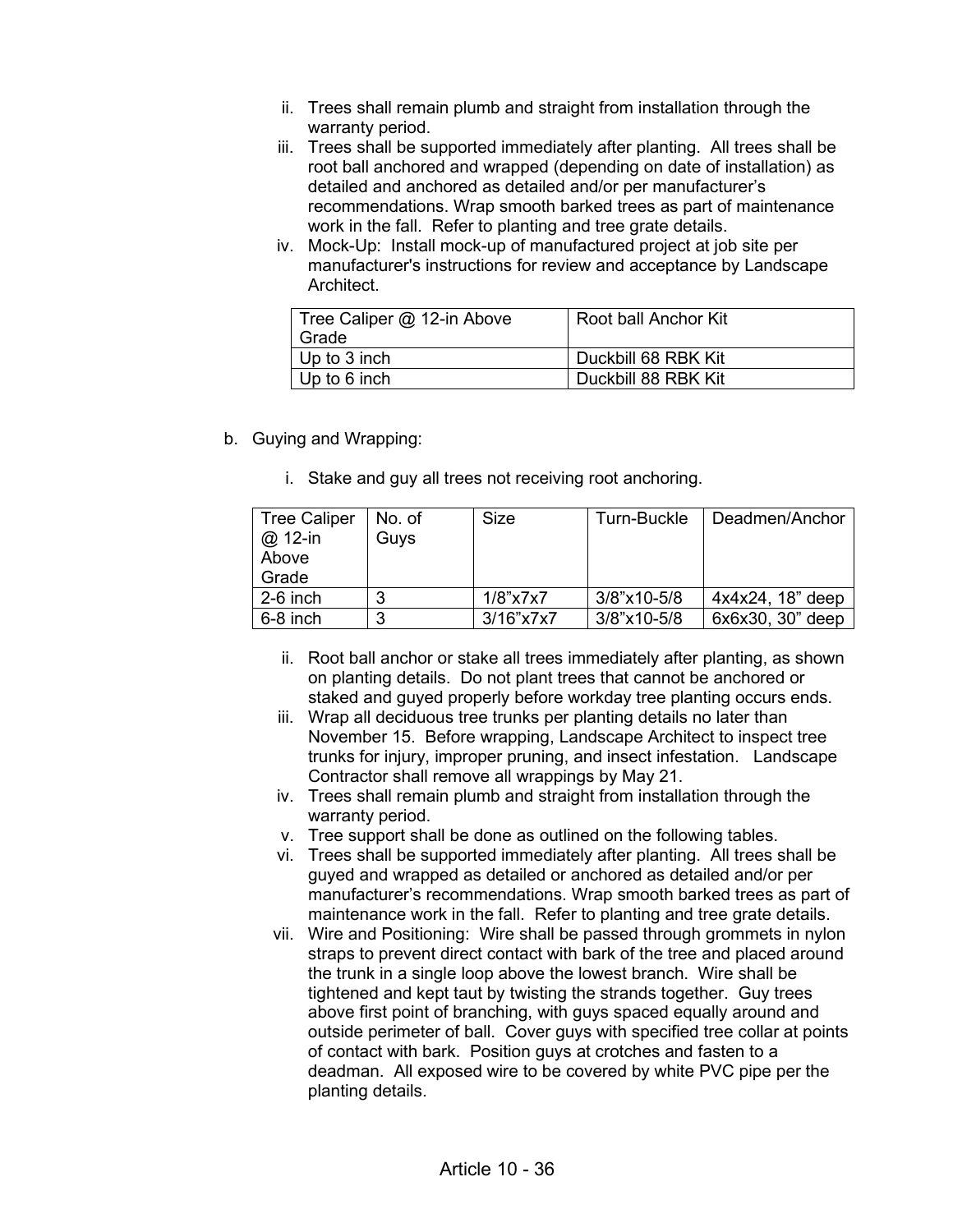ii. Trees shall remain plumb and straight from installation through the warranty period.

iii. Trees shall be supported immediately after planting. All trees shall be root ball anchored and wrapped (depending on date of installation) as detailed and anchored as detailed and/or per manufacturer's recommendations. Wrap smooth barked trees as part of maintenance work in the fall. Refer to planting and tree grate details.

iv. Mock-Up: Install mock-up of manufactured project at job site per manufacturer's instructions for review and acceptance by Landscape Architect.

| Tree Caliper @ 12-in Above Grade | Root ball Anchor Kit |
|---|---|
| Up to 3 inch | Duckbill 68 RBK Kit |
| Up to 6 inch | Duckbill 88 RBK Kit |

b. Guying and Wrapping:

i. Stake and guy all trees not receiving root anchoring.

| Tree Caliper @ 12-in Above Grade | No. of Guys | Size | Turn-Buckle | Deadmen/Anchor |
|---|---|---|---|---|
| 2-6 inch | 3 | 1/8"x7x7 | 3/8"x10-5/8 | 4x4x24, 18" deep |
| 6-8 inch | 3 | 3/16"x7x7 | 3/8"x10-5/8 | 6x6x30, 30" deep |

ii. Root ball anchor or stake all trees immediately after planting, as shown on planting details. Do not plant trees that cannot be anchored or staked and guyed properly before workday tree planting occurs ends.

iii. Wrap all deciduous tree trunks per planting details no later than November 15. Before wrapping, Landscape Architect to inspect tree trunks for injury, improper pruning, and insect infestation. Landscape Contractor shall remove all wrappings by May 21.

iv. Trees shall remain plumb and straight from installation through the warranty period.

v. Tree support shall be done as outlined on the following tables.

vi. Trees shall be supported immediately after planting. All trees shall be guyed and wrapped as detailed or anchored as detailed and/or per manufacturer's recommendations. Wrap smooth barked trees as part of maintenance work in the fall. Refer to planting and tree grate details.

vii. Wire and Positioning: Wire shall be passed through grommets in nylon straps to prevent direct contact with bark of the tree and placed around the trunk in a single loop above the lowest branch. Wire shall be tightened and kept taut by twisting the strands together. Guy trees above first point of branching, with guys spaced equally around and outside perimeter of ball. Cover guys with specified tree collar at points of contact with bark. Position guys at crotches and fasten to a deadman. All exposed wire to be covered by white PVC pipe per the planting details.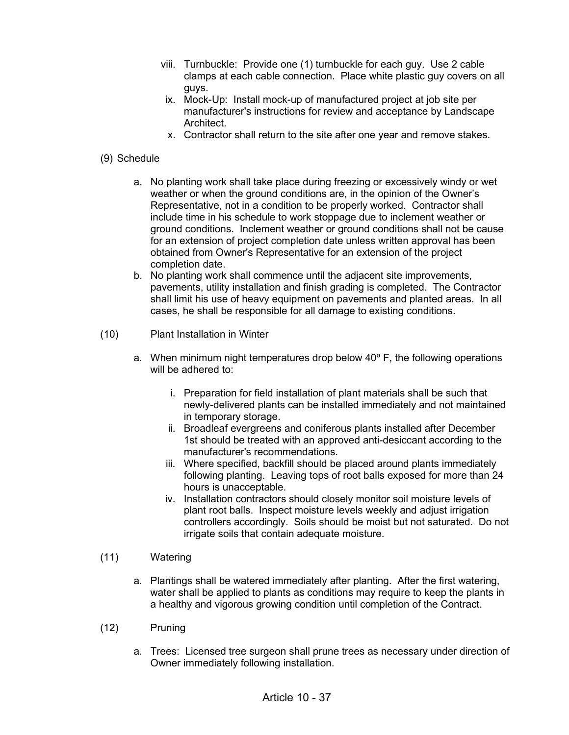viii. Turnbuckle: Provide one (1) turnbuckle for each guy. Use 2 cable clamps at each cable connection. Place white plastic guy covers on all guys.

ix. Mock-Up: Install mock-up of manufactured project at job site per manufacturer's instructions for review and acceptance by Landscape Architect.

x. Contractor shall return to the site after one year and remove stakes.

(9) Schedule

a. No planting work shall take place during freezing or excessively windy or wet weather or when the ground conditions are, in the opinion of the Owner's Representative, not in a condition to be properly worked. Contractor shall include time in his schedule to work stoppage due to inclement weather or ground conditions. Inclement weather or ground conditions shall not be cause for an extension of project completion date unless written approval has been obtained from Owner's Representative for an extension of the project completion date.

b. No planting work shall commence until the adjacent site improvements, pavements, utility installation and finish grading is completed. The Contractor shall limit his use of heavy equipment on pavements and planted areas. In all cases, he shall be responsible for all damage to existing conditions.

(10) Plant Installation in Winter

a. When minimum night temperatures drop below 40º F, the following operations will be adhered to:

i. Preparation for field installation of plant materials shall be such that newly-delivered plants can be installed immediately and not maintained in temporary storage.

ii. Broadleaf evergreens and coniferous plants installed after December 1st should be treated with an approved anti-desiccant according to the manufacturer's recommendations.

iii. Where specified, backfill should be placed around plants immediately following planting. Leaving tops of root balls exposed for more than 24 hours is unacceptable.

iv. Installation contractors should closely monitor soil moisture levels of plant root balls. Inspect moisture levels weekly and adjust irrigation controllers accordingly. Soils should be moist but not saturated. Do not irrigate soils that contain adequate moisture.

(11) Watering

a. Plantings shall be watered immediately after planting. After the first watering, water shall be applied to plants as conditions may require to keep the plants in a healthy and vigorous growing condition until completion of the Contract.

(12) Pruning

a. Trees: Licensed tree surgeon shall prune trees as necessary under direction of Owner immediately following installation.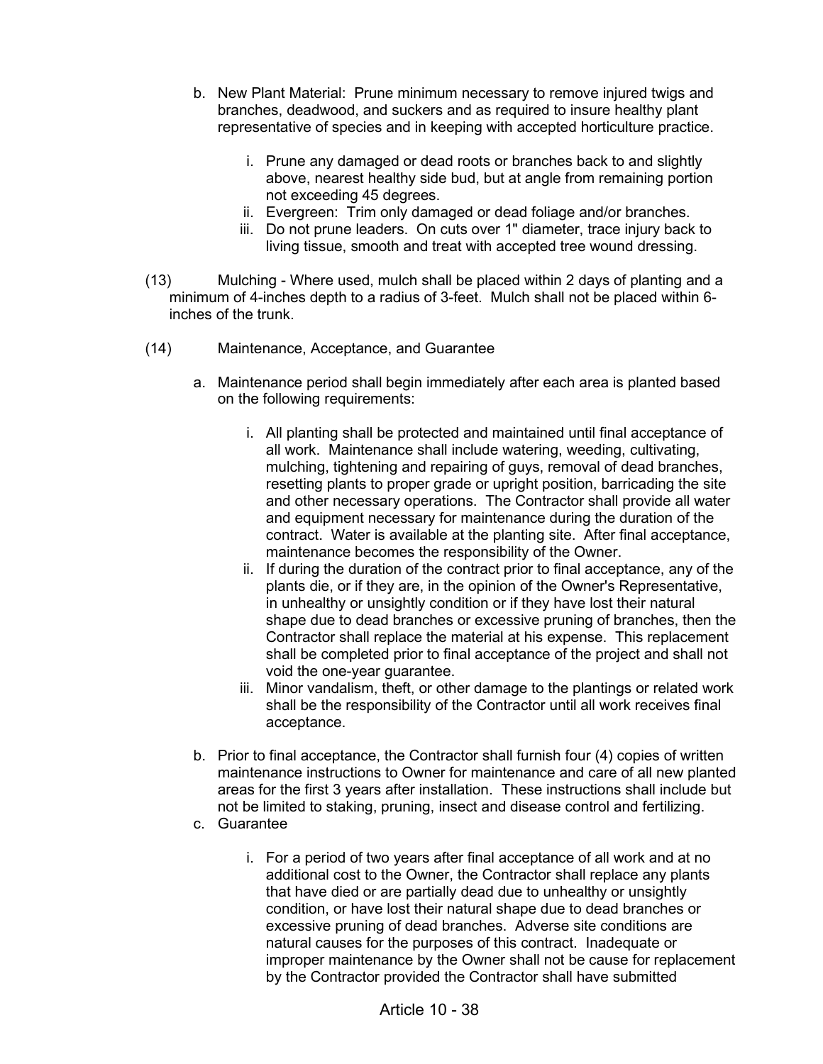b. New Plant Material: Prune minimum necessary to remove injured twigs and branches, deadwood, and suckers and as required to insure healthy plant representative of species and in keeping with accepted horticulture practice.

   i. Prune any damaged or dead roots or branches back to and slightly above, nearest healthy side bud, but at angle from remaining portion not exceeding 45 degrees.
   ii. Evergreen: Trim only damaged or dead foliage and/or branches.
   iii. Do not prune leaders. On cuts over 1" diameter, trace injury back to living tissue, smooth and treat with accepted tree wound dressing.

(13) Mulching - Where used, mulch shall be placed within 2 days of planting and a minimum of 4-inches depth to a radius of 3-feet. Mulch shall not be placed within 6-inches of the trunk.

(14) Maintenance, Acceptance, and Guarantee

a. Maintenance period shall begin immediately after each area is planted based on the following requirements:

   i. All planting shall be protected and maintained until final acceptance of all work. Maintenance shall include watering, weeding, cultivating, mulching, tightening and repairing of guys, removal of dead branches, resetting plants to proper grade or upright position, barricading the site and other necessary operations. The Contractor shall provide all water and equipment necessary for maintenance during the duration of the contract. Water is available at the planting site. After final acceptance, maintenance becomes the responsibility of the Owner.
   ii. If during the duration of the contract prior to final acceptance, any of the plants die, or if they are, in the opinion of the Owner's Representative, in unhealthy or unsightly condition or if they have lost their natural shape due to dead branches or excessive pruning of branches, then the Contractor shall replace the material at his expense. This replacement shall be completed prior to final acceptance of the project and shall not void the one-year guarantee.
   iii. Minor vandalism, theft, or other damage to the plantings or related work shall be the responsibility of the Contractor until all work receives final acceptance.

b. Prior to final acceptance, the Contractor shall furnish four (4) copies of written maintenance instructions to Owner for maintenance and care of all new planted areas for the first 3 years after installation. These instructions shall include but not be limited to staking, pruning, insect and disease control and fertilizing.

c. Guarantee

   i. For a period of two years after final acceptance of all work and at no additional cost to the Owner, the Contractor shall replace any plants that have died or are partially dead due to unhealthy or unsightly condition, or have lost their natural shape due to dead branches or excessive pruning of dead branches. Adverse site conditions are natural causes for the purposes of this contract. Inadequate or improper maintenance by the Owner shall not be cause for replacement by the Contractor provided the Contractor shall have submitted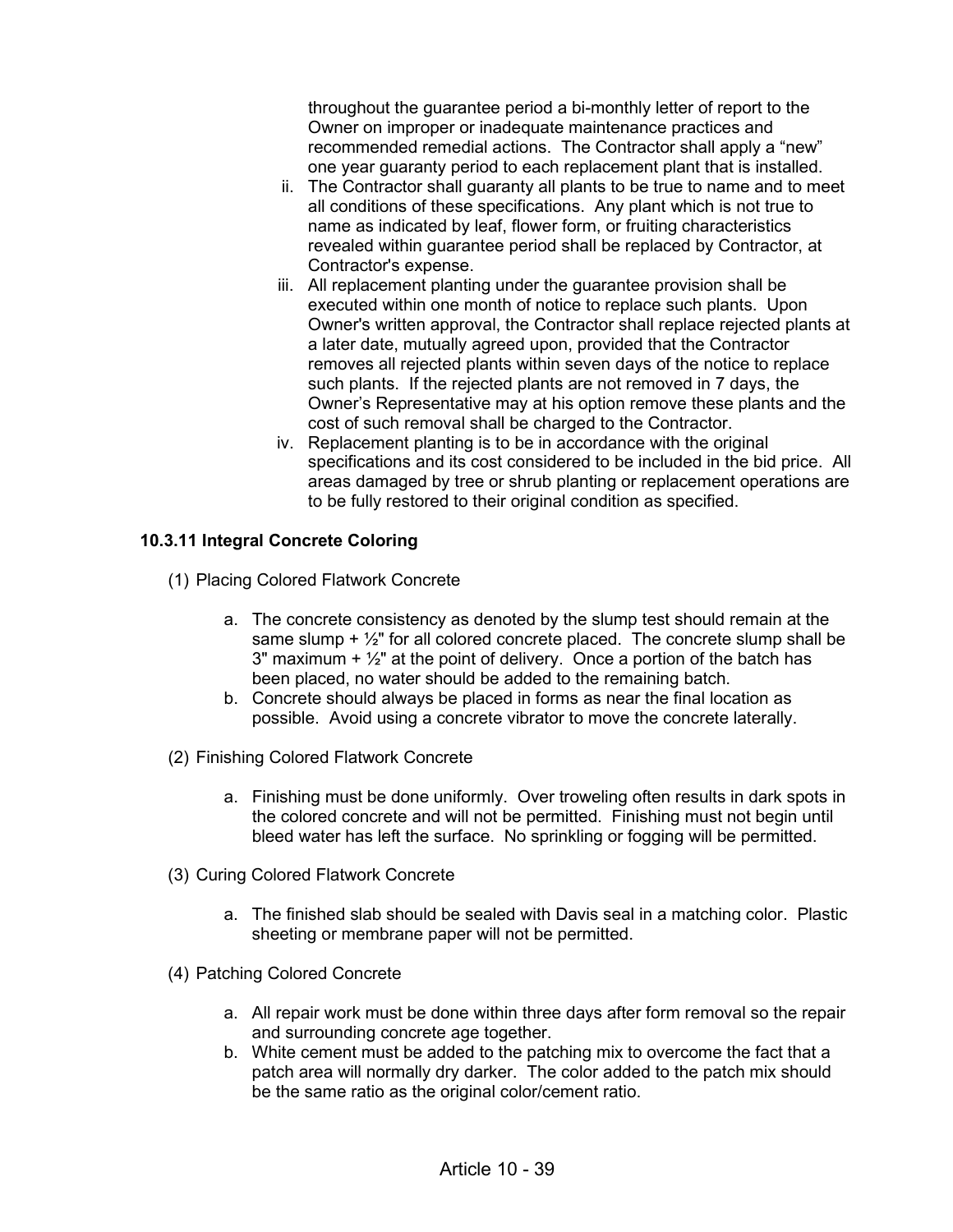throughout the guarantee period a bi-monthly letter of report to the Owner on improper or inadequate maintenance practices and recommended remedial actions. The Contractor shall apply a “new” one year guaranty period to each replacement plant that is installed.

ii. The Contractor shall guaranty all plants to be true to name and to meet all conditions of these specifications. Any plant which is not true to name as indicated by leaf, flower form, or fruiting characteristics revealed within guarantee period shall be replaced by Contractor, at Contractor's expense.

iii. All replacement planting under the guarantee provision shall be executed within one month of notice to replace such plants. Upon Owner's written approval, the Contractor shall replace rejected plants at a later date, mutually agreed upon, provided that the Contractor removes all rejected plants within seven days of the notice to replace such plants. If the rejected plants are not removed in 7 days, the Owner’s Representative may at his option remove these plants and the cost of such removal shall be charged to the Contractor.

iv. Replacement planting is to be in accordance with the original specifications and its cost considered to be included in the bid price. All areas damaged by tree or shrub planting or replacement operations are to be fully restored to their original condition as specified.

### 10.3.11 Integral Concrete Coloring

(1) Placing Colored Flatwork Concrete

a. The concrete consistency as denoted by the slump test should remain at the same slump + ½" for all colored concrete placed. The concrete slump shall be 3" maximum + ½" at the point of delivery. Once a portion of the batch has been placed, no water should be added to the remaining batch.

b. Concrete should always be placed in forms as near the final location as possible. Avoid using a concrete vibrator to move the concrete laterally.

(2) Finishing Colored Flatwork Concrete

a. Finishing must be done uniformly. Over troweling often results in dark spots in the colored concrete and will not be permitted. Finishing must not begin until bleed water has left the surface. No sprinkling or fogging will be permitted.

(3) Curing Colored Flatwork Concrete

a. The finished slab should be sealed with Davis seal in a matching color. Plastic sheeting or membrane paper will not be permitted.

(4) Patching Colored Concrete

a. All repair work must be done within three days after form removal so the repair and surrounding concrete age together.

b. White cement must be added to the patching mix to overcome the fact that a patch area will normally dry darker. The color added to the patch mix should be the same ratio as the original color/cement ratio.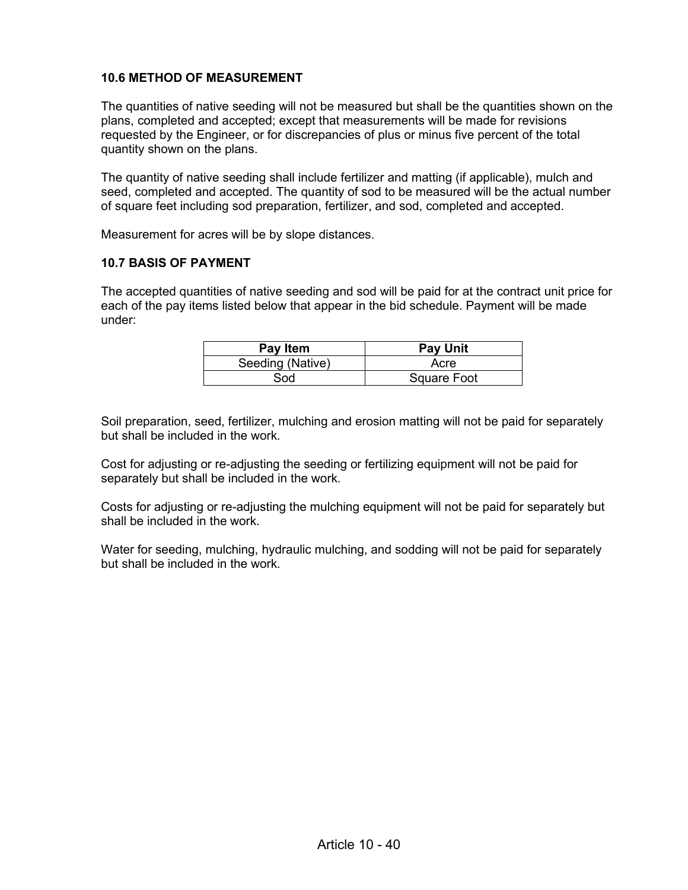### 10.6 METHOD OF MEASUREMENT

The quantities of native seeding will not be measured but shall be the quantities shown on the plans, completed and accepted; except that measurements will be made for revisions requested by the Engineer, or for discrepancies of plus or minus five percent of the total quantity shown on the plans.

The quantity of native seeding shall include fertilizer and matting (if applicable), mulch and seed, completed and accepted. The quantity of sod to be measured will be the actual number of square feet including sod preparation, fertilizer, and sod, completed and accepted.

Measurement for acres will be by slope distances.

### 10.7 BASIS OF PAYMENT

The accepted quantities of native seeding and sod will be paid for at the contract unit price for each of the pay items listed below that appear in the bid schedule. Payment will be made under:

| Pay Item | Pay Unit |
|---|---|
| Seeding (Native) | Acre |
| Sod | Square Foot |

Soil preparation, seed, fertilizer, mulching and erosion matting will not be paid for separately but shall be included in the work.

Cost for adjusting or re-adjusting the seeding or fertilizing equipment will not be paid for separately but shall be included in the work.

Costs for adjusting or re-adjusting the mulching equipment will not be paid for separately but shall be included in the work.

Water for seeding, mulching, hydraulic mulching, and sodding will not be paid for separately but shall be included in the work.